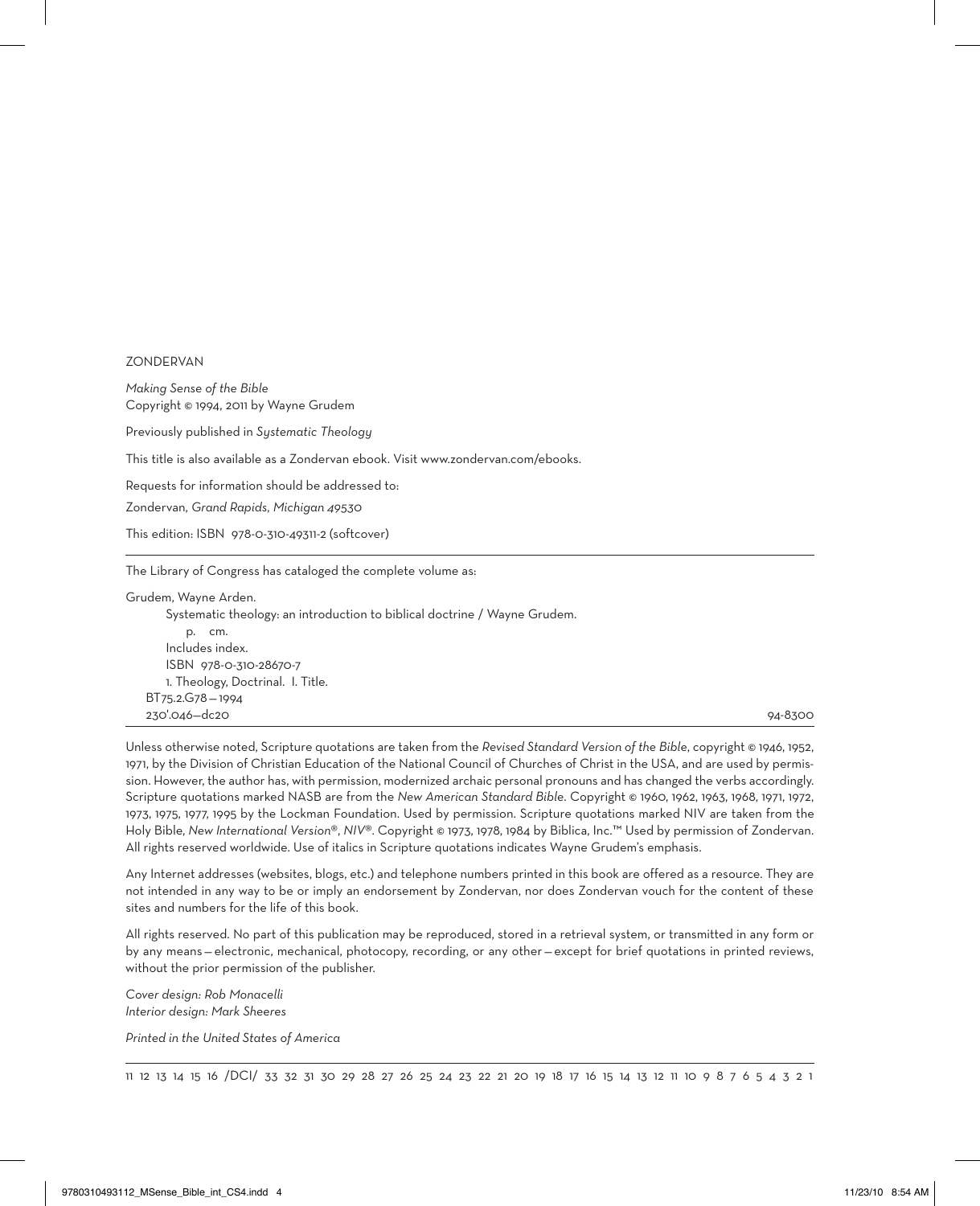ZONDERVAN

*Making Sense of the Bible*
Copyright © 1994, 2011 by Wayne Grudem

Previously published in *Systematic Theology*

This title is also available as a Zondervan ebook. Visit www.zondervan.com/ebooks.

Requests for information should be addressed to:

Zondervan, *Grand Rapids, Michigan 49530*

This edition: ISBN 978-0-310-49311-2 (softcover)

---

The Library of Congress has cataloged the complete volume as:

Grudem, Wayne Arden.
Systematic theology: an introduction to biblical doctrine / Wayne Grudem.
p. cm.
Includes index.
ISBN 978-0-310-28670-7
1. Theology, Doctrinal. I. Title.
BT75.2.G78—1994
230'.046—dc20 94-8300

---

Unless otherwise noted, Scripture quotations are taken from the *Revised Standard Version of the Bible*, copyright © 1946, 1952, 1971, by the Division of Christian Education of the National Council of Churches of Christ in the USA, and are used by permission. However, the author has, with permission, modernized archaic personal pronouns and has changed the verbs accordingly. Scripture quotations marked NASB are from the *New American Standard Bible*. Copyright © 1960, 1962, 1963, 1968, 1971, 1972, 1973, 1975, 1977, 1995 by the Lockman Foundation. Used by permission. Scripture quotations marked NIV are taken from the Holy Bible, *New International Version®, NIV®*. Copyright © 1973, 1978, 1984 by Biblica, Inc.™ Used by permission of Zondervan. All rights reserved worldwide. Use of italics in Scripture quotations indicates Wayne Grudem's emphasis.

Any Internet addresses (websites, blogs, etc.) and telephone numbers printed in this book are offered as a resource. They are not intended in any way to be or imply an endorsement by Zondervan, nor does Zondervan vouch for the content of these sites and numbers for the life of this book.

All rights reserved. No part of this publication may be reproduced, stored in a retrieval system, or transmitted in any form or by any means—electronic, mechanical, photocopy, recording, or any other—except for brief quotations in printed reviews, without the prior permission of the publisher.

*Cover design: Rob Monacelli*
*Interior design: Mark Sheeres*

*Printed in the United States of America*

---

11 12 13 14 15 16 /DCI/ 33 32 31 30 29 28 27 26 25 24 23 22 21 20 19 18 17 16 15 14 13 12 11 10 9 8 7 6 5 4 3 2 1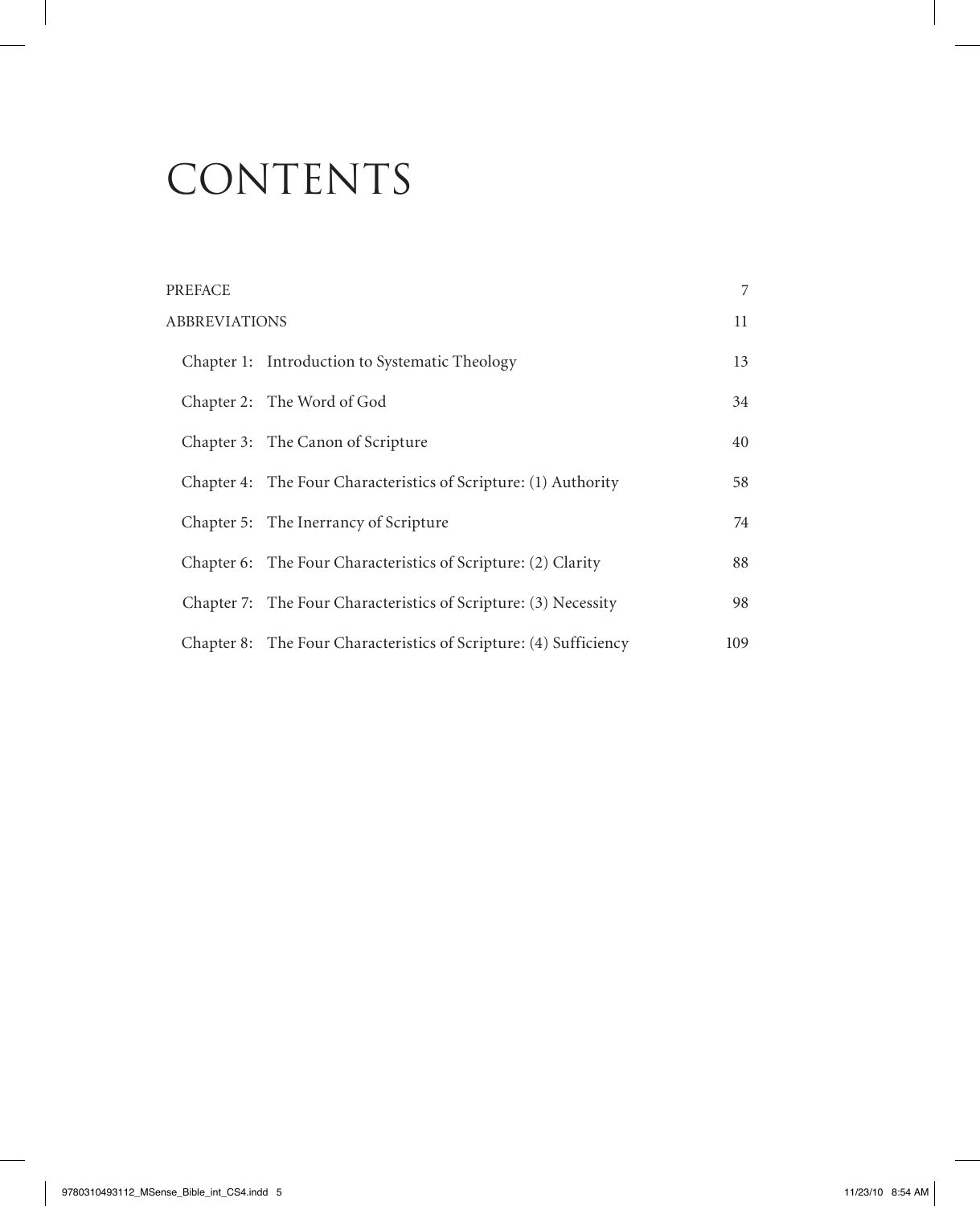# CONTENTS

| | |
|---|---|
| PREFACE | 7 |
| ABBREVIATIONS | 11 |
| Chapter 1: Introduction to Systematic Theology | 13 |
| Chapter 2: The Word of God | 34 |
| Chapter 3: The Canon of Scripture | 40 |
| Chapter 4: The Four Characteristics of Scripture: (1) Authority | 58 |
| Chapter 5: The Inerrancy of Scripture | 74 |
| Chapter 6: The Four Characteristics of Scripture: (2) Clarity | 88 |
| Chapter 7: The Four Characteristics of Scripture: (3) Necessity | 98 |
| Chapter 8: The Four Characteristics of Scripture: (4) Sufficiency | 109 |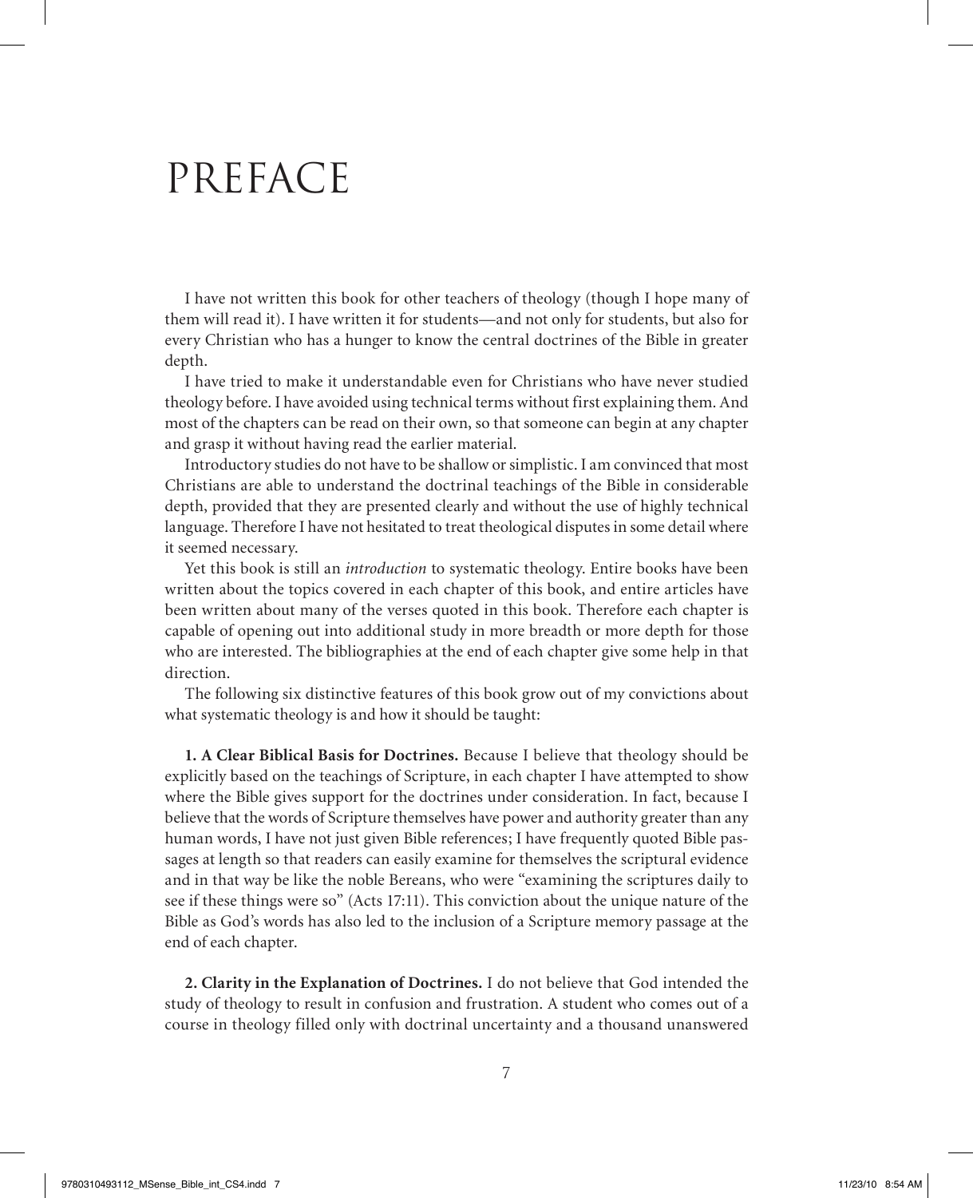# PREFACE

I have not written this book for other teachers of theology (though I hope many of them will read it). I have written it for students—and not only for students, but also for every Christian who has a hunger to know the central doctrines of the Bible in greater depth.

I have tried to make it understandable even for Christians who have never studied theology before. I have avoided using technical terms without first explaining them. And most of the chapters can be read on their own, so that someone can begin at any chapter and grasp it without having read the earlier material.

Introductory studies do not have to be shallow or simplistic. I am convinced that most Christians are able to understand the doctrinal teachings of the Bible in considerable depth, provided that they are presented clearly and without the use of highly technical language. Therefore I have not hesitated to treat theological disputes in some detail where it seemed necessary.

Yet this book is still an *introduction* to systematic theology. Entire books have been written about the topics covered in each chapter of this book, and entire articles have been written about many of the verses quoted in this book. Therefore each chapter is capable of opening out into additional study in more breadth or more depth for those who are interested. The bibliographies at the end of each chapter give some help in that direction.

The following six distinctive features of this book grow out of my convictions about what systematic theology is and how it should be taught:

**1. A Clear Biblical Basis for Doctrines.** Because I believe that theology should be explicitly based on the teachings of Scripture, in each chapter I have attempted to show where the Bible gives support for the doctrines under consideration. In fact, because I believe that the words of Scripture themselves have power and authority greater than any human words, I have not just given Bible references; I have frequently quoted Bible passages at length so that readers can easily examine for themselves the scriptural evidence and in that way be like the noble Bereans, who were "examining the scriptures daily to see if these things were so" (Acts 17:11). This conviction about the unique nature of the Bible as God's words has also led to the inclusion of a Scripture memory passage at the end of each chapter.

**2. Clarity in the Explanation of Doctrines.** I do not believe that God intended the study of theology to result in confusion and frustration. A student who comes out of a course in theology filled only with doctrinal uncertainty and a thousand unanswered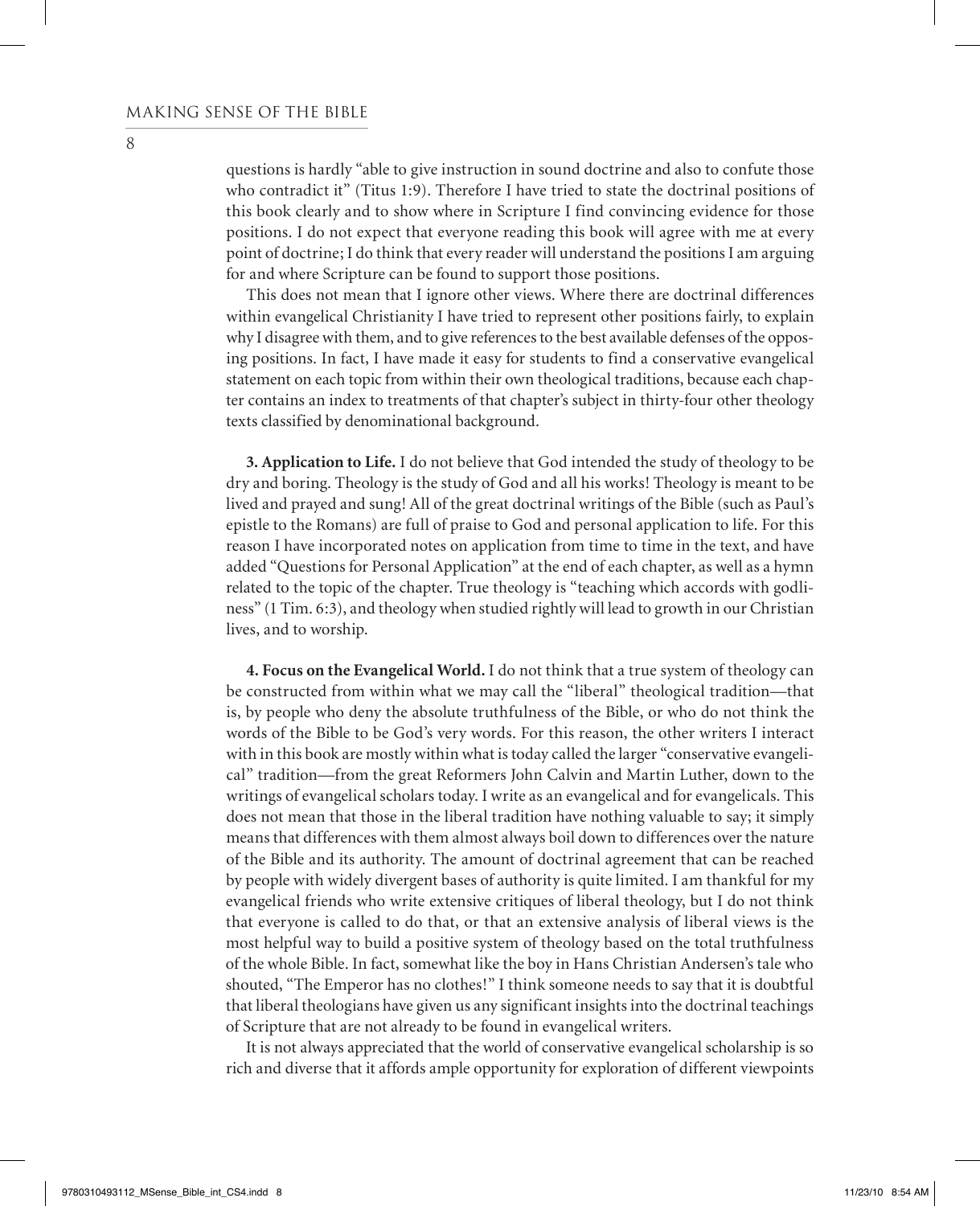questions is hardly "able to give instruction in sound doctrine and also to confute those who contradict it" (Titus 1:9). Therefore I have tried to state the doctrinal positions of this book clearly and to show where in Scripture I find convincing evidence for those positions. I do not expect that everyone reading this book will agree with me at every point of doctrine; I do think that every reader will understand the positions I am arguing for and where Scripture can be found to support those positions.

This does not mean that I ignore other views. Where there are doctrinal differences within evangelical Christianity I have tried to represent other positions fairly, to explain why I disagree with them, and to give references to the best available defenses of the opposing positions. In fact, I have made it easy for students to find a conservative evangelical statement on each topic from within their own theological traditions, because each chapter contains an index to treatments of that chapter's subject in thirty-four other theology texts classified by denominational background.

**3. Application to Life.** I do not believe that God intended the study of theology to be dry and boring. Theology is the study of God and all his works! Theology is meant to be lived and prayed and sung! All of the great doctrinal writings of the Bible (such as Paul's epistle to the Romans) are full of praise to God and personal application to life. For this reason I have incorporated notes on application from time to time in the text, and have added "Questions for Personal Application" at the end of each chapter, as well as a hymn related to the topic of the chapter. True theology is "teaching which accords with godliness" (1 Tim. 6:3), and theology when studied rightly will lead to growth in our Christian lives, and to worship.

**4. Focus on the Evangelical World.** I do not think that a true system of theology can be constructed from within what we may call the "liberal" theological tradition—that is, by people who deny the absolute truthfulness of the Bible, or who do not think the words of the Bible to be God's very words. For this reason, the other writers I interact with in this book are mostly within what is today called the larger "conservative evangelical" tradition—from the great Reformers John Calvin and Martin Luther, down to the writings of evangelical scholars today. I write as an evangelical and for evangelicals. This does not mean that those in the liberal tradition have nothing valuable to say; it simply means that differences with them almost always boil down to differences over the nature of the Bible and its authority. The amount of doctrinal agreement that can be reached by people with widely divergent bases of authority is quite limited. I am thankful for my evangelical friends who write extensive critiques of liberal theology, but I do not think that everyone is called to do that, or that an extensive analysis of liberal views is the most helpful way to build a positive system of theology based on the total truthfulness of the whole Bible. In fact, somewhat like the boy in Hans Christian Andersen's tale who shouted, "The Emperor has no clothes!" I think someone needs to say that it is doubtful that liberal theologians have given us any significant insights into the doctrinal teachings of Scripture that are not already to be found in evangelical writers.

It is not always appreciated that the world of conservative evangelical scholarship is so rich and diverse that it affords ample opportunity for exploration of different viewpoints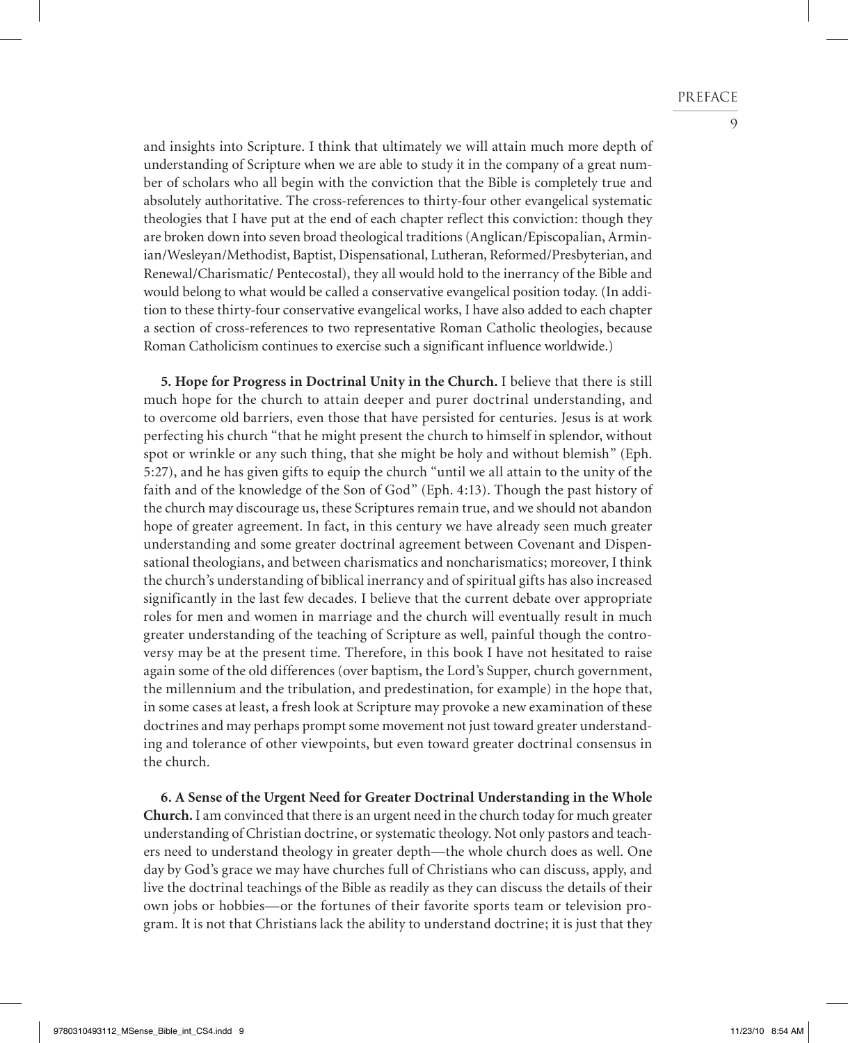and insights into Scripture. I think that ultimately we will attain much more depth of understanding of Scripture when we are able to study it in the company of a great number of scholars who all begin with the conviction that the Bible is completely true and absolutely authoritative. The cross-references to thirty-four other evangelical systematic theologies that I have put at the end of each chapter reflect this conviction: though they are broken down into seven broad theological traditions (Anglican/Episcopalian, Arminian/Wesleyan/Methodist, Baptist, Dispensational, Lutheran, Reformed/Presbyterian, and Renewal/Charismatic/ Pentecostal), they all would hold to the inerrancy of the Bible and would belong to what would be called a conservative evangelical position today. (In addition to these thirty-four conservative evangelical works, I have also added to each chapter a section of cross-references to two representative Roman Catholic theologies, because Roman Catholicism continues to exercise such a significant influence worldwide.)

**5. Hope for Progress in Doctrinal Unity in the Church.** I believe that there is still much hope for the church to attain deeper and purer doctrinal understanding, and to overcome old barriers, even those that have persisted for centuries. Jesus is at work perfecting his church "that he might present the church to himself in splendor, without spot or wrinkle or any such thing, that she might be holy and without blemish" (Eph. 5:27), and he has given gifts to equip the church "until we all attain to the unity of the faith and of the knowledge of the Son of God" (Eph. 4:13). Though the past history of the church may discourage us, these Scriptures remain true, and we should not abandon hope of greater agreement. In fact, in this century we have already seen much greater understanding and some greater doctrinal agreement between Covenant and Dispensational theologians, and between charismatics and noncharismatics; moreover, I think the church's understanding of biblical inerrancy and of spiritual gifts has also increased significantly in the last few decades. I believe that the current debate over appropriate roles for men and women in marriage and the church will eventually result in much greater understanding of the teaching of Scripture as well, painful though the controversy may be at the present time. Therefore, in this book I have not hesitated to raise again some of the old differences (over baptism, the Lord's Supper, church government, the millennium and the tribulation, and predestination, for example) in the hope that, in some cases at least, a fresh look at Scripture may provoke a new examination of these doctrines and may perhaps prompt some movement not just toward greater understanding and tolerance of other viewpoints, but even toward greater doctrinal consensus in the church.

**6. A Sense of the Urgent Need for Greater Doctrinal Understanding in the Whole Church.** I am convinced that there is an urgent need in the church today for much greater understanding of Christian doctrine, or systematic theology. Not only pastors and teachers need to understand theology in greater depth—the whole church does as well. One day by God's grace we may have churches full of Christians who can discuss, apply, and live the doctrinal teachings of the Bible as readily as they can discuss the details of their own jobs or hobbies—or the fortunes of their favorite sports team or television program. It is not that Christians lack the ability to understand doctrine; it is just that they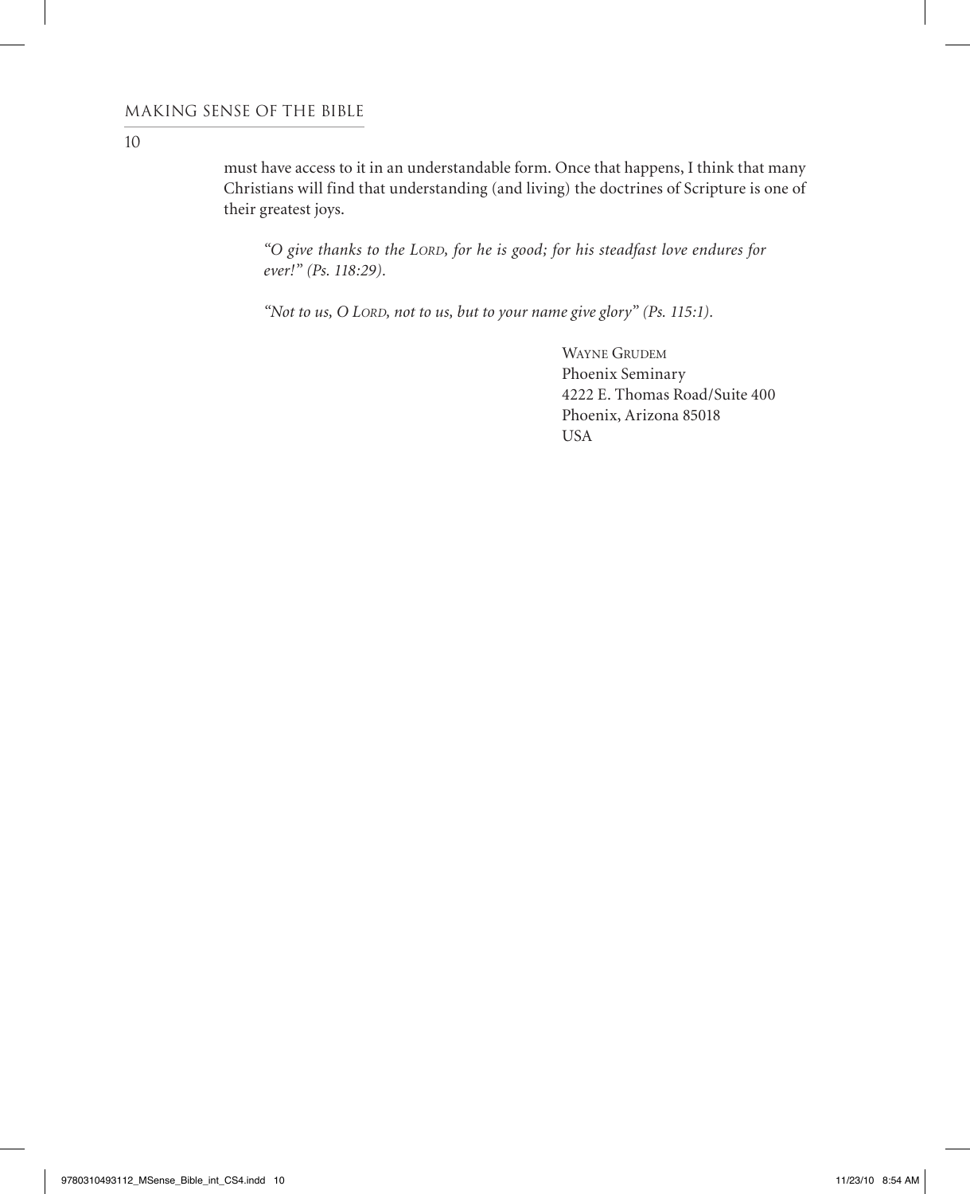must have access to it in an understandable form. Once that happens, I think that many Christians will find that understanding (and living) the doctrines of Scripture is one of their greatest joys.

*"O give thanks to the Lord, for he is good; for his steadfast love endures for ever!" (Ps. 118:29).*

*"Not to us, O Lord, not to us, but to your name give glory" (Ps. 115:1).*

Wayne Grudem  
Phoenix Seminary  
4222 E. Thomas Road/Suite 400  
Phoenix, Arizona 85018  
USA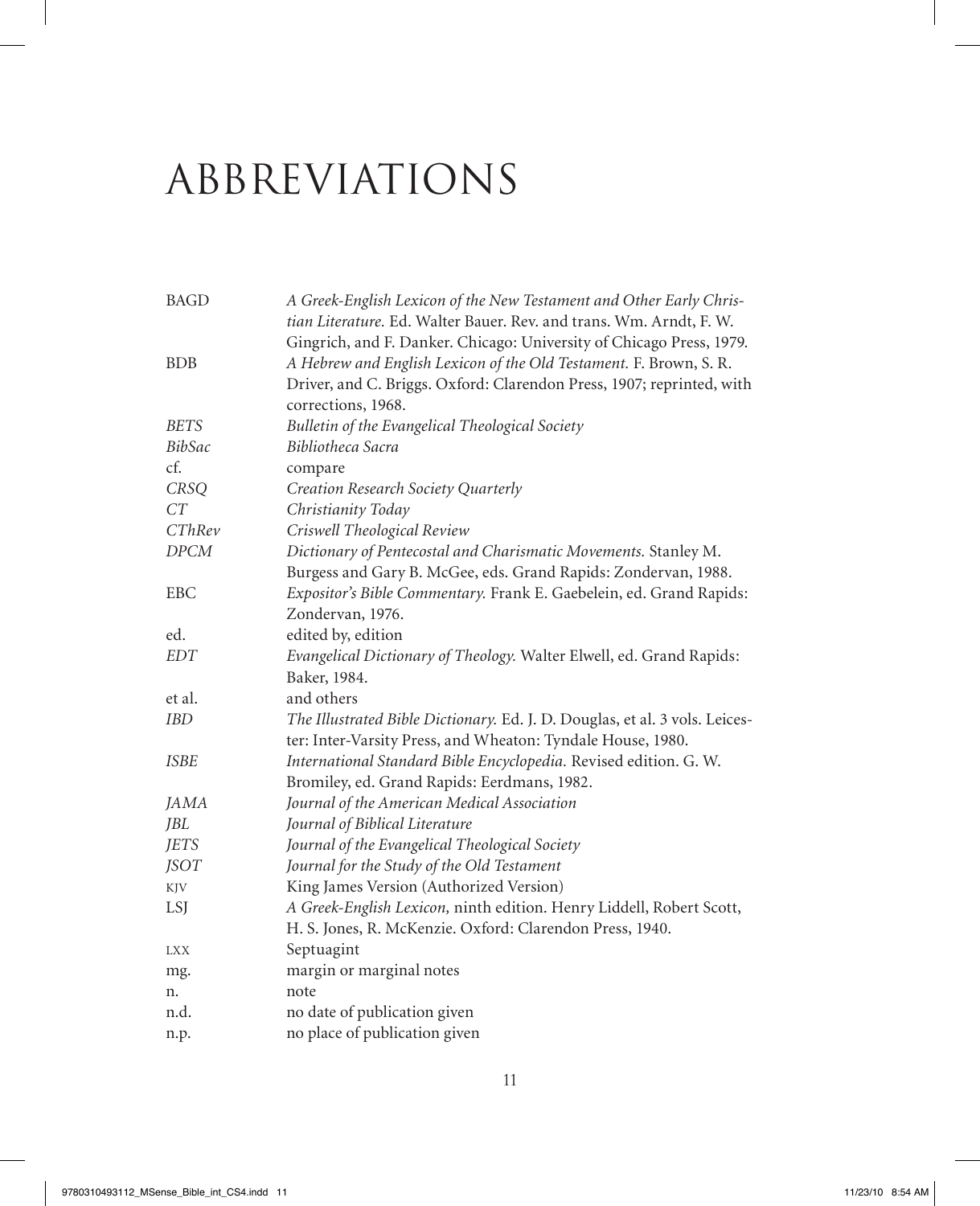# ABBREVIATIONS

| | |
|---|---|
| BAGD | *A Greek-English Lexicon of the New Testament and Other Early Christian Literature.* Ed. Walter Bauer. Rev. and trans. Wm. Arndt, F. W. Gingrich, and F. Danker. Chicago: University of Chicago Press, 1979. |
| BDB | *A Hebrew and English Lexicon of the Old Testament.* F. Brown, S. R. Driver, and C. Briggs. Oxford: Clarendon Press, 1907; reprinted, with corrections, 1968. |
| *BETS* | *Bulletin of the Evangelical Theological Society* |
| *BibSac* | *Bibliotheca Sacra* |
| cf. | compare |
| *CRSQ* | *Creation Research Society Quarterly* |
| *CT* | *Christianity Today* |
| *CThRev* | *Criswell Theological Review* |
| *DPCM* | *Dictionary of Pentecostal and Charismatic Movements.* Stanley M. Burgess and Gary B. McGee, eds. Grand Rapids: Zondervan, 1988. |
| EBC | *Expositor's Bible Commentary.* Frank E. Gaebelein, ed. Grand Rapids: Zondervan, 1976. |
| ed. | edited by, edition |
| *EDT* | *Evangelical Dictionary of Theology.* Walter Elwell, ed. Grand Rapids: Baker, 1984. |
| et al. | and others |
| *IBD* | *The Illustrated Bible Dictionary.* Ed. J. D. Douglas, et al. 3 vols. Leicester: Inter-Varsity Press, and Wheaton: Tyndale House, 1980. |
| *ISBE* | *International Standard Bible Encyclopedia.* Revised edition. G. W. Bromiley, ed. Grand Rapids: Eerdmans, 1982. |
| *JAMA* | *Journal of the American Medical Association* |
| *JBL* | *Journal of Biblical Literature* |
| *JETS* | *Journal of the Evangelical Theological Society* |
| *JSOT* | *Journal for the Study of the Old Testament* |
| KJV | King James Version (Authorized Version) |
| LSJ | *A Greek-English Lexicon,* ninth edition. Henry Liddell, Robert Scott, H. S. Jones, R. McKenzie. Oxford: Clarendon Press, 1940. |
| LXX | Septuagint |
| mg. | margin or marginal notes |
| n. | note |
| n.d. | no date of publication given |
| n.p. | no place of publication given |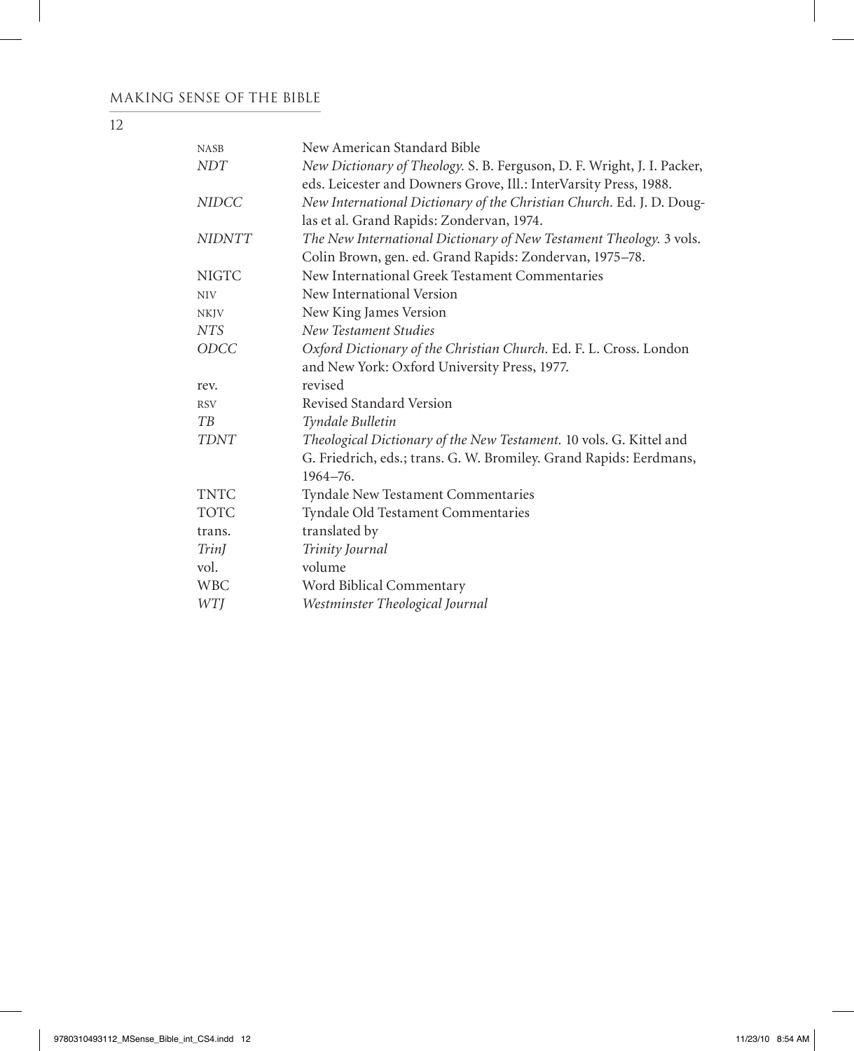| | |
|---|---|
| NASB | New American Standard Bible |
| *NDT* | *New Dictionary of Theology.* S. B. Ferguson, D. F. Wright, J. I. Packer, eds. Leicester and Downers Grove, Ill.: InterVarsity Press, 1988. |
| *NIDCC* | *New International Dictionary of the Christian Church.* Ed. J. D. Douglas et al. Grand Rapids: Zondervan, 1974. |
| *NIDNTT* | *The New International Dictionary of New Testament Theology.* 3 vols. Colin Brown, gen. ed. Grand Rapids: Zondervan, 1975–78. |
| NIGTC | New International Greek Testament Commentaries |
| NIV | New International Version |
| NKJV | New King James Version |
| *NTS* | *New Testament Studies* |
| *ODCC* | *Oxford Dictionary of the Christian Church.* Ed. F. L. Cross. London and New York: Oxford University Press, 1977. |
| rev. | revised |
| RSV | Revised Standard Version |
| *TB* | *Tyndale Bulletin* |
| *TDNT* | *Theological Dictionary of the New Testament.* 10 vols. G. Kittel and G. Friedrich, eds.; trans. G. W. Bromiley. Grand Rapids: Eerdmans, 1964–76. |
| TNTC | Tyndale New Testament Commentaries |
| TOTC | Tyndale Old Testament Commentaries |
| trans. | translated by |
| *TrinJ* | *Trinity Journal* |
| vol. | volume |
| WBC | Word Biblical Commentary |
| *WTJ* | *Westminster Theological Journal* |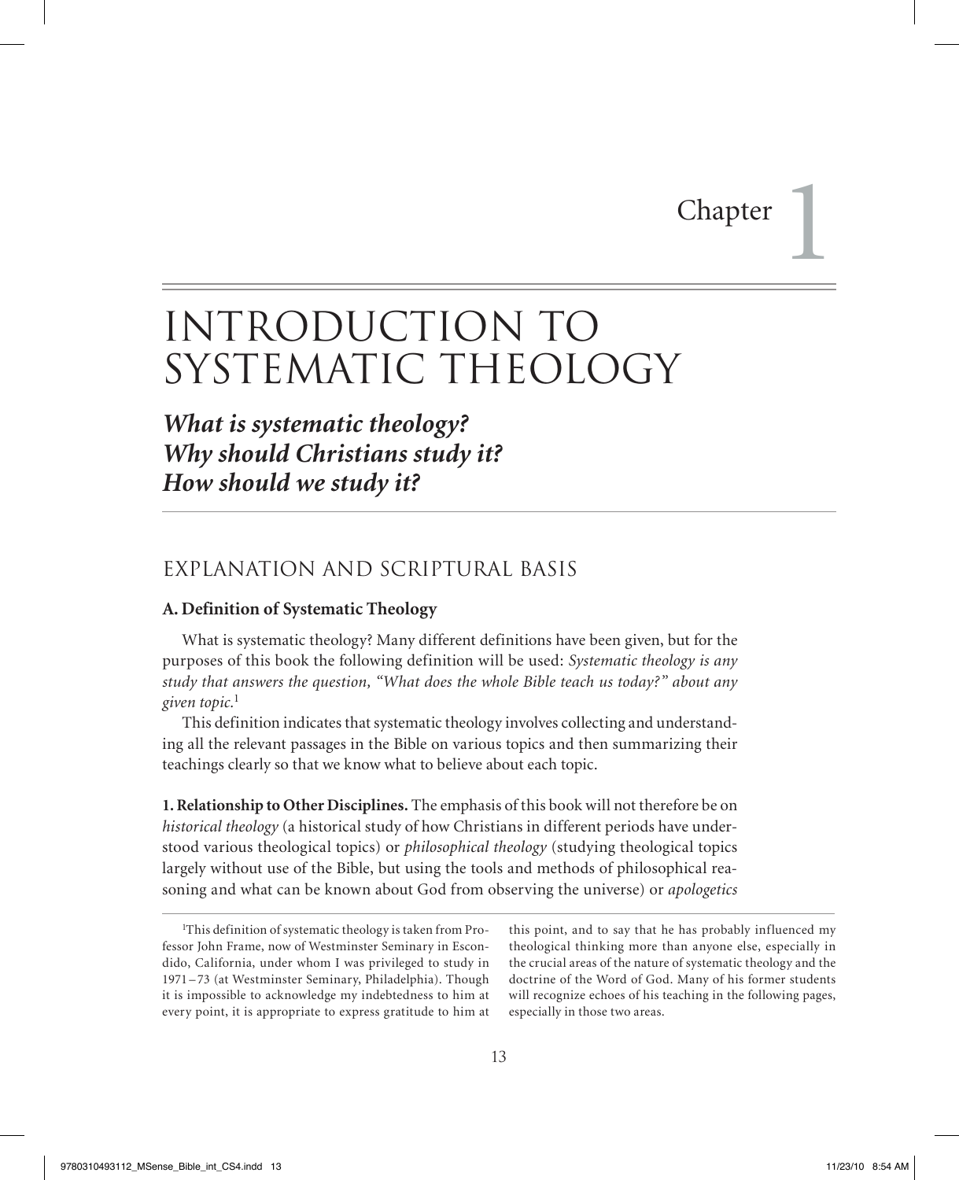# Chapter 1

# INTRODUCTION TO SYSTEMATIC THEOLOGY

***What is systematic theology?***
***Why should Christians study it?***
***How should we study it?***

## EXPLANATION AND SCRIPTURAL BASIS

### A. Definition of Systematic Theology

What is systematic theology? Many different definitions have been given, but for the purposes of this book the following definition will be used: *Systematic theology is any study that answers the question, "What does the whole Bible teach us today?" about any given topic.*[1]

This definition indicates that systematic theology involves collecting and understanding all the relevant passages in the Bible on various topics and then summarizing their teachings clearly so that we know what to believe about each topic.

**1. Relationship to Other Disciplines.** The emphasis of this book will not therefore be on *historical theology* (a historical study of how Christians in different periods have understood various theological topics) or *philosophical theology* (studying theological topics largely without use of the Bible, but using the tools and methods of philosophical reasoning and what can be known about God from observing the universe) or *apologetics*

[1]This definition of systematic theology is taken from Professor John Frame, now of Westminster Seminary in Escondido, California, under whom I was privileged to study in 1971–73 (at Westminster Seminary, Philadelphia). Though it is impossible to acknowledge my indebtedness to him at every point, it is appropriate to express gratitude to him at this point, and to say that he has probably influenced my theological thinking more than anyone else, especially in the crucial areas of the nature of systematic theology and the doctrine of the Word of God. Many of his former students will recognize echoes of his teaching in the following pages, especially in those two areas.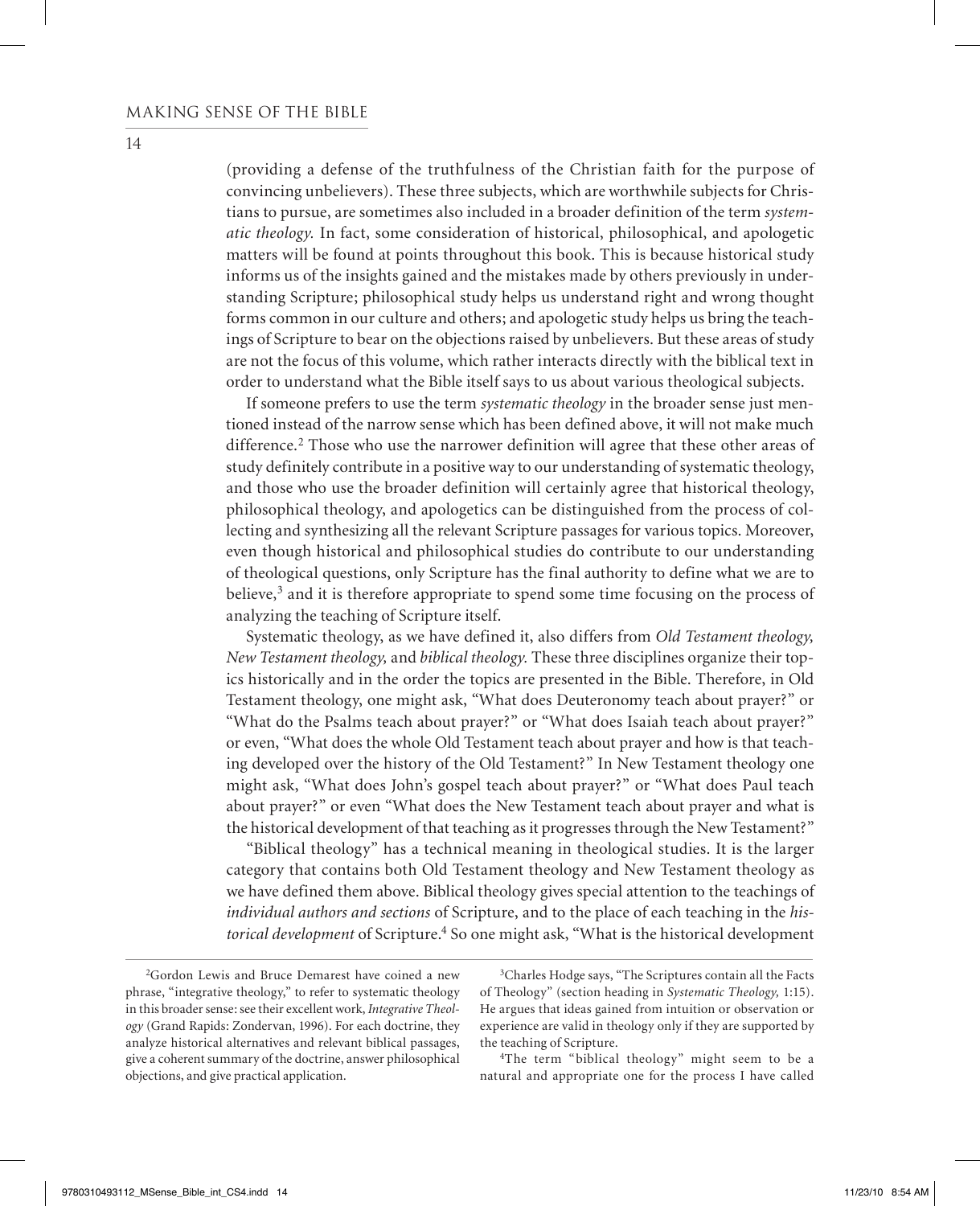(providing a defense of the truthfulness of the Christian faith for the purpose of convincing unbelievers). These three subjects, which are worthwhile subjects for Christians to pursue, are sometimes also included in a broader definition of the term *systematic theology.* In fact, some consideration of historical, philosophical, and apologetic matters will be found at points throughout this book. This is because historical study informs us of the insights gained and the mistakes made by others previously in understanding Scripture; philosophical study helps us understand right and wrong thought forms common in our culture and others; and apologetic study helps us bring the teachings of Scripture to bear on the objections raised by unbelievers. But these areas of study are not the focus of this volume, which rather interacts directly with the biblical text in order to understand what the Bible itself says to us about various theological subjects.

If someone prefers to use the term *systematic theology* in the broader sense just mentioned instead of the narrow sense which has been defined above, it will not make much difference.[2] Those who use the narrower definition will agree that these other areas of study definitely contribute in a positive way to our understanding of systematic theology, and those who use the broader definition will certainly agree that historical theology, philosophical theology, and apologetics can be distinguished from the process of collecting and synthesizing all the relevant Scripture passages for various topics. Moreover, even though historical and philosophical studies do contribute to our understanding of theological questions, only Scripture has the final authority to define what we are to believe,[3] and it is therefore appropriate to spend some time focusing on the process of analyzing the teaching of Scripture itself.

Systematic theology, as we have defined it, also differs from *Old Testament theology, New Testament theology,* and *biblical theology.* These three disciplines organize their topics historically and in the order the topics are presented in the Bible. Therefore, in Old Testament theology, one might ask, "What does Deuteronomy teach about prayer?" or "What do the Psalms teach about prayer?" or "What does Isaiah teach about prayer?" or even, "What does the whole Old Testament teach about prayer and how is that teaching developed over the history of the Old Testament?" In New Testament theology one might ask, "What does John's gospel teach about prayer?" or "What does Paul teach about prayer?" or even "What does the New Testament teach about prayer and what is the historical development of that teaching as it progresses through the New Testament?"

"Biblical theology" has a technical meaning in theological studies. It is the larger category that contains both Old Testament theology and New Testament theology as we have defined them above. Biblical theology gives special attention to the teachings of *individual authors and sections* of Scripture, and to the place of each teaching in the *historical development* of Scripture.[4] So one might ask, "What is the historical development

---

[2]Gordon Lewis and Bruce Demarest have coined a new phrase, "integrative theology," to refer to systematic theology in this broader sense: see their excellent work, *Integrative Theology* (Grand Rapids: Zondervan, 1996). For each doctrine, they analyze historical alternatives and relevant biblical passages, give a coherent summary of the doctrine, answer philosophical objections, and give practical application.

[3]Charles Hodge says, "The Scriptures contain all the Facts of Theology" (section heading in *Systematic Theology,* 1:15). He argues that ideas gained from intuition or observation or experience are valid in theology only if they are supported by the teaching of Scripture.

[4]The term "biblical theology" might seem to be a natural and appropriate one for the process I have called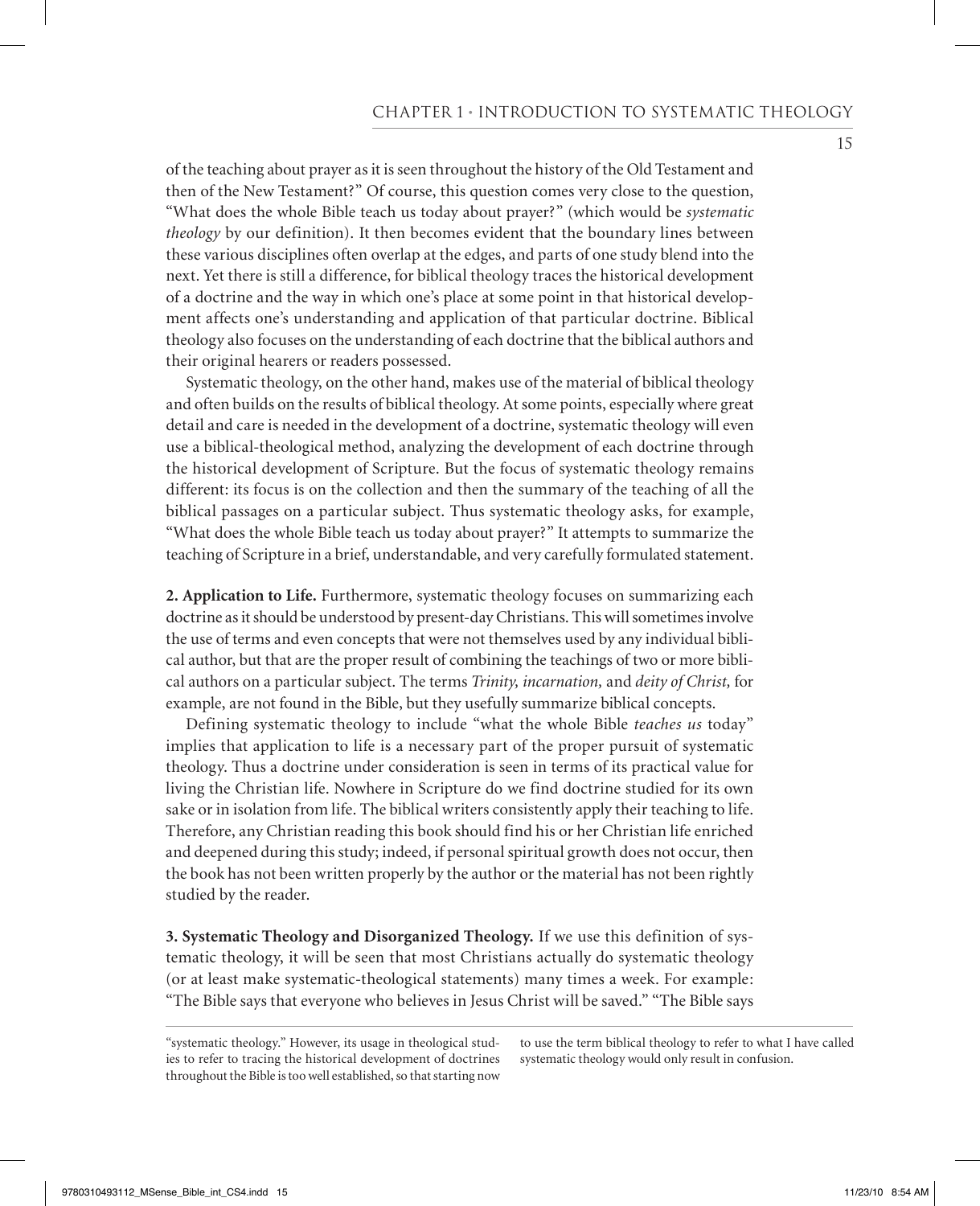of the teaching about prayer as it is seen throughout the history of the Old Testament and then of the New Testament?" Of course, this question comes very close to the question, "What does the whole Bible teach us today about prayer?" (which would be *systematic theology* by our definition). It then becomes evident that the boundary lines between these various disciplines often overlap at the edges, and parts of one study blend into the next. Yet there is still a difference, for biblical theology traces the historical development of a doctrine and the way in which one's place at some point in that historical development affects one's understanding and application of that particular doctrine. Biblical theology also focuses on the understanding of each doctrine that the biblical authors and their original hearers or readers possessed.

Systematic theology, on the other hand, makes use of the material of biblical theology and often builds on the results of biblical theology. At some points, especially where great detail and care is needed in the development of a doctrine, systematic theology will even use a biblical-theological method, analyzing the development of each doctrine through the historical development of Scripture. But the focus of systematic theology remains different: its focus is on the collection and then the summary of the teaching of all the biblical passages on a particular subject. Thus systematic theology asks, for example, "What does the whole Bible teach us today about prayer?" It attempts to summarize the teaching of Scripture in a brief, understandable, and very carefully formulated statement.

**2. Application to Life.** Furthermore, systematic theology focuses on summarizing each doctrine as it should be understood by present-day Christians. This will sometimes involve the use of terms and even concepts that were not themselves used by any individual biblical author, but that are the proper result of combining the teachings of two or more biblical authors on a particular subject. The terms *Trinity, incarnation,* and *deity of Christ,* for example, are not found in the Bible, but they usefully summarize biblical concepts.

Defining systematic theology to include "what the whole Bible *teaches us* today" implies that application to life is a necessary part of the proper pursuit of systematic theology. Thus a doctrine under consideration is seen in terms of its practical value for living the Christian life. Nowhere in Scripture do we find doctrine studied for its own sake or in isolation from life. The biblical writers consistently apply their teaching to life. Therefore, any Christian reading this book should find his or her Christian life enriched and deepened during this study; indeed, if personal spiritual growth does not occur, then the book has not been written properly by the author or the material has not been rightly studied by the reader.

**3. Systematic Theology and Disorganized Theology.** If we use this definition of systematic theology, it will be seen that most Christians actually do systematic theology (or at least make systematic-theological statements) many times a week. For example: "The Bible says that everyone who believes in Jesus Christ will be saved." "The Bible says

---

"systematic theology." However, its usage in theological studies to refer to tracing the historical development of doctrines throughout the Bible is too well established, so that starting now to use the term biblical theology to refer to what I have called systematic theology would only result in confusion.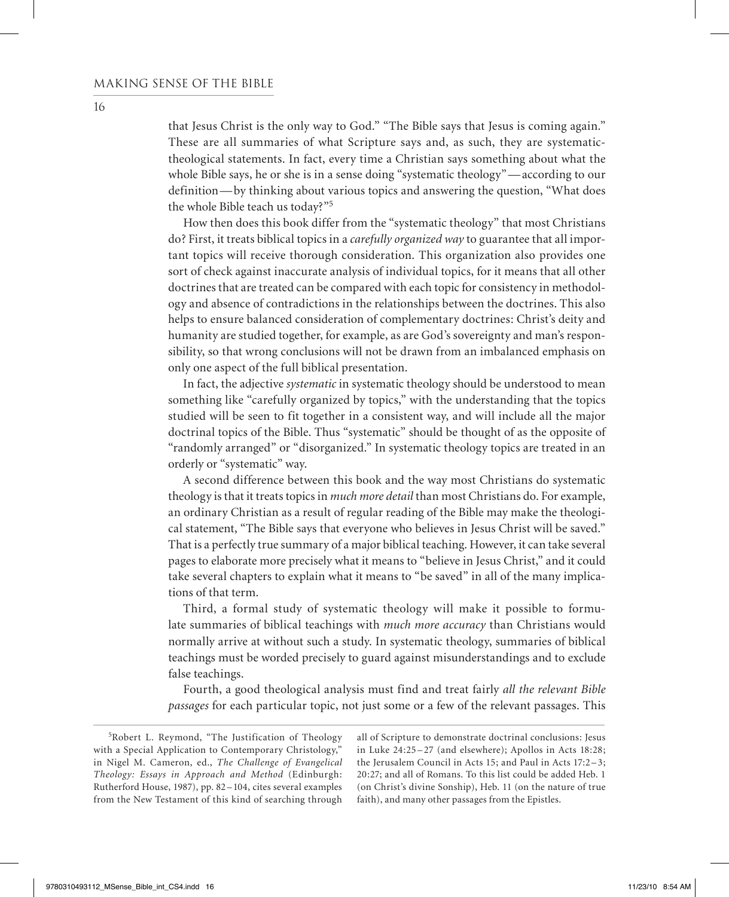that Jesus Christ is the only way to God." "The Bible says that Jesus is coming again." These are all summaries of what Scripture says and, as such, they are systematic-theological statements. In fact, every time a Christian says something about what the whole Bible says, he or she is in a sense doing "systematic theology" — according to our definition — by thinking about various topics and answering the question, "What does the whole Bible teach us today?"[5]

How then does this book differ from the "systematic theology" that most Christians do? First, it treats biblical topics in a *carefully organized way* to guarantee that all important topics will receive thorough consideration. This organization also provides one sort of check against inaccurate analysis of individual topics, for it means that all other doctrines that are treated can be compared with each topic for consistency in methodology and absence of contradictions in the relationships between the doctrines. This also helps to ensure balanced consideration of complementary doctrines: Christ's deity and humanity are studied together, for example, as are God's sovereignty and man's responsibility, so that wrong conclusions will not be drawn from an imbalanced emphasis on only one aspect of the full biblical presentation.

In fact, the adjective *systematic* in systematic theology should be understood to mean something like "carefully organized by topics," with the understanding that the topics studied will be seen to fit together in a consistent way, and will include all the major doctrinal topics of the Bible. Thus "systematic" should be thought of as the opposite of "randomly arranged" or "disorganized." In systematic theology topics are treated in an orderly or "systematic" way.

A second difference between this book and the way most Christians do systematic theology is that it treats topics in *much more detail* than most Christians do. For example, an ordinary Christian as a result of regular reading of the Bible may make the theological statement, "The Bible says that everyone who believes in Jesus Christ will be saved." That is a perfectly true summary of a major biblical teaching. However, it can take several pages to elaborate more precisely what it means to "believe in Jesus Christ," and it could take several chapters to explain what it means to "be saved" in all of the many implications of that term.

Third, a formal study of systematic theology will make it possible to formulate summaries of biblical teachings with *much more accuracy* than Christians would normally arrive at without such a study. In systematic theology, summaries of biblical teachings must be worded precisely to guard against misunderstandings and to exclude false teachings.

Fourth, a good theological analysis must find and treat fairly *all the relevant Bible passages* for each particular topic, not just some or a few of the relevant passages. This

---

[5]Robert L. Reymond, "The Justification of Theology with a Special Application to Contemporary Christology," in Nigel M. Cameron, ed., *The Challenge of Evangelical Theology: Essays in Approach and Method* (Edinburgh: Rutherford House, 1987), pp. 82–104, cites several examples from the New Testament of this kind of searching through all of Scripture to demonstrate doctrinal conclusions: Jesus in Luke 24:25–27 (and elsewhere); Apollos in Acts 18:28; the Jerusalem Council in Acts 15; and Paul in Acts 17:2–3; 20:27; and all of Romans. To this list could be added Heb. 1 (on Christ's divine Sonship), Heb. 11 (on the nature of true faith), and many other passages from the Epistles.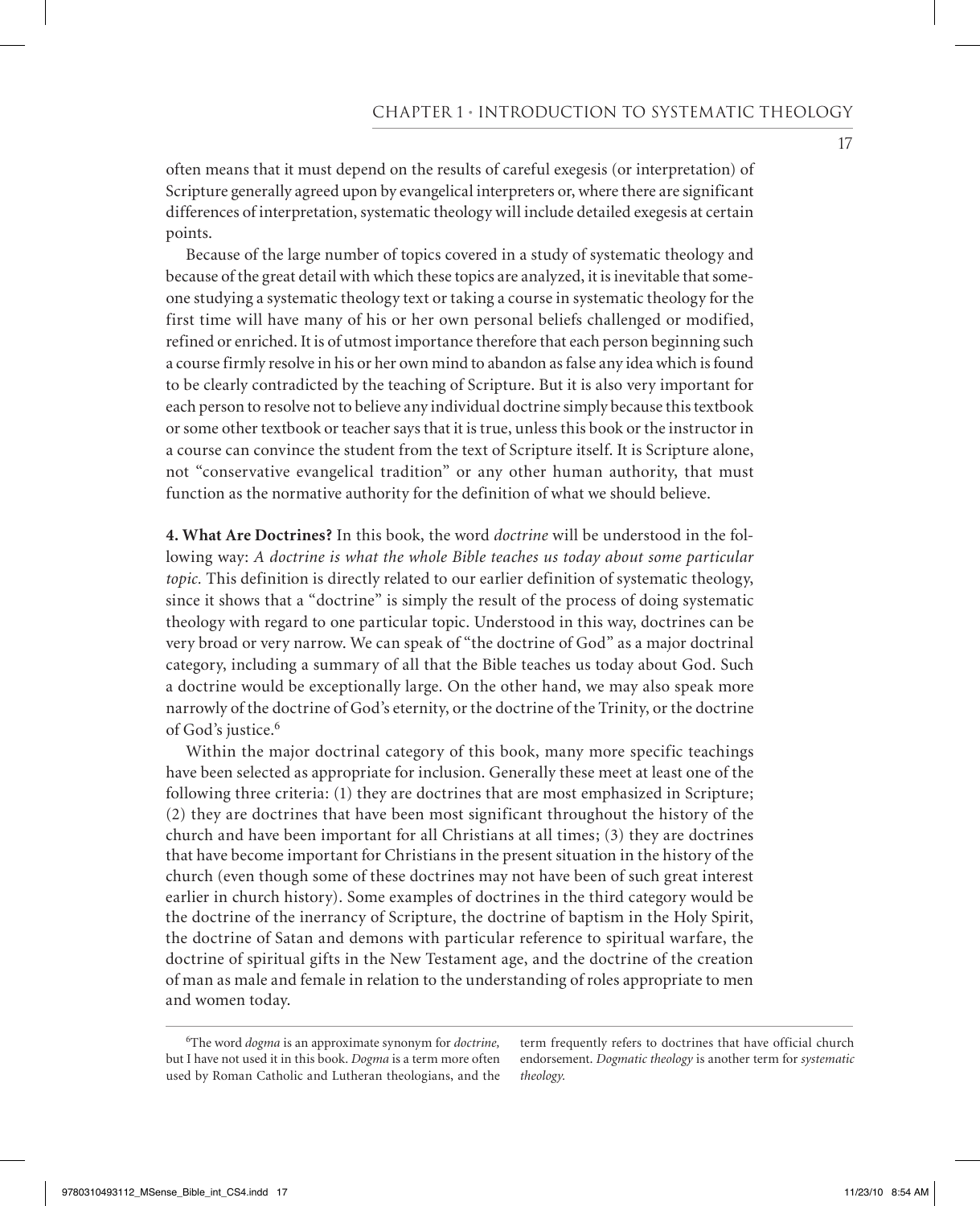often means that it must depend on the results of careful exegesis (or interpretation) of Scripture generally agreed upon by evangelical interpreters or, where there are significant differences of interpretation, systematic theology will include detailed exegesis at certain points.

Because of the large number of topics covered in a study of systematic theology and because of the great detail with which these topics are analyzed, it is inevitable that someone studying a systematic theology text or taking a course in systematic theology for the first time will have many of his or her own personal beliefs challenged or modified, refined or enriched. It is of utmost importance therefore that each person beginning such a course firmly resolve in his or her own mind to abandon as false any idea which is found to be clearly contradicted by the teaching of Scripture. But it is also very important for each person to resolve not to believe any individual doctrine simply because this textbook or some other textbook or teacher says that it is true, unless this book or the instructor in a course can convince the student from the text of Scripture itself. It is Scripture alone, not "conservative evangelical tradition" or any other human authority, that must function as the normative authority for the definition of what we should believe.

**4. What Are Doctrines?** In this book, the word *doctrine* will be understood in the following way: *A doctrine is what the whole Bible teaches us today about some particular topic.* This definition is directly related to our earlier definition of systematic theology, since it shows that a "doctrine" is simply the result of the process of doing systematic theology with regard to one particular topic. Understood in this way, doctrines can be very broad or very narrow. We can speak of "the doctrine of God" as a major doctrinal category, including a summary of all that the Bible teaches us today about God. Such a doctrine would be exceptionally large. On the other hand, we may also speak more narrowly of the doctrine of God's eternity, or the doctrine of the Trinity, or the doctrine of God's justice.[6]

Within the major doctrinal category of this book, many more specific teachings have been selected as appropriate for inclusion. Generally these meet at least one of the following three criteria: (1) they are doctrines that are most emphasized in Scripture; (2) they are doctrines that have been most significant throughout the history of the church and have been important for all Christians at all times; (3) they are doctrines that have become important for Christians in the present situation in the history of the church (even though some of these doctrines may not have been of such great interest earlier in church history). Some examples of doctrines in the third category would be the doctrine of the inerrancy of Scripture, the doctrine of baptism in the Holy Spirit, the doctrine of Satan and demons with particular reference to spiritual warfare, the doctrine of spiritual gifts in the New Testament age, and the doctrine of the creation of man as male and female in relation to the understanding of roles appropriate to men and women today.

---

[6]The word *dogma* is an approximate synonym for *doctrine*, but I have not used it in this book. *Dogma* is a term more often used by Roman Catholic and Lutheran theologians, and the term frequently refers to doctrines that have official church endorsement. *Dogmatic theology* is another term for *systematic theology*.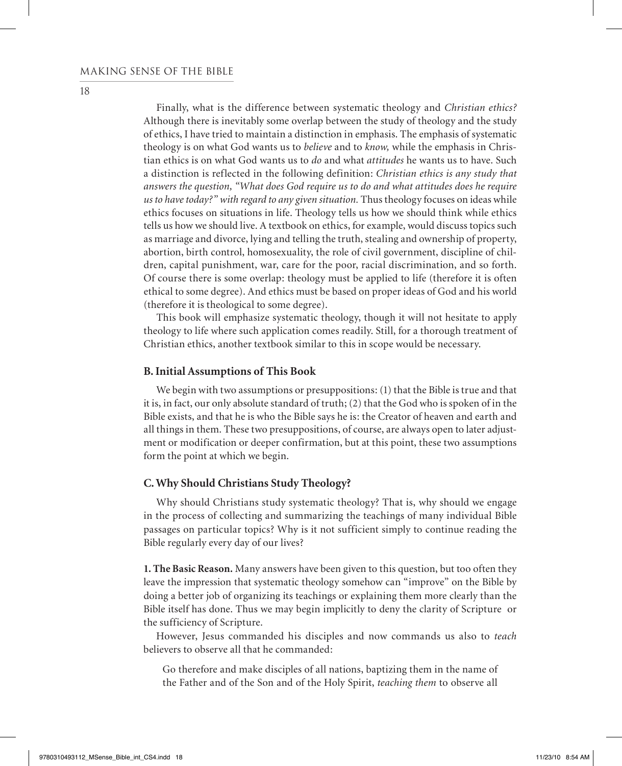Finally, what is the difference between systematic theology and *Christian ethics?* Although there is inevitably some overlap between the study of theology and the study of ethics, I have tried to maintain a distinction in emphasis. The emphasis of systematic theology is on what God wants us to *believe* and to *know,* while the emphasis in Christian ethics is on what God wants us to *do* and what *attitudes* he wants us to have. Such a distinction is reflected in the following definition: *Christian ethics is any study that answers the question, "What does God require us to do and what attitudes does he require us to have today?" with regard to any given situation.* Thus theology focuses on ideas while ethics focuses on situations in life. Theology tells us how we should think while ethics tells us how we should live. A textbook on ethics, for example, would discuss topics such as marriage and divorce, lying and telling the truth, stealing and ownership of property, abortion, birth control, homosexuality, the role of civil government, discipline of children, capital punishment, war, care for the poor, racial discrimination, and so forth. Of course there is some overlap: theology must be applied to life (therefore it is often ethical to some degree). And ethics must be based on proper ideas of God and his world (therefore it is theological to some degree).

This book will emphasize systematic theology, though it will not hesitate to apply theology to life where such application comes readily. Still, for a thorough treatment of Christian ethics, another textbook similar to this in scope would be necessary.

## B. Initial Assumptions of This Book

We begin with two assumptions or presuppositions: (1) that the Bible is true and that it is, in fact, our only absolute standard of truth; (2) that the God who is spoken of in the Bible exists, and that he is who the Bible says he is: the Creator of heaven and earth and all things in them. These two presuppositions, of course, are always open to later adjustment or modification or deeper confirmation, but at this point, these two assumptions form the point at which we begin.

## C. Why Should Christians Study Theology?

Why should Christians study systematic theology? That is, why should we engage in the process of collecting and summarizing the teachings of many individual Bible passages on particular topics? Why is it not sufficient simply to continue reading the Bible regularly every day of our lives?

**1. The Basic Reason.** Many answers have been given to this question, but too often they leave the impression that systematic theology somehow can "improve" on the Bible by doing a better job of organizing its teachings or explaining them more clearly than the Bible itself has done. Thus we may begin implicitly to deny the clarity of Scripture or the sufficiency of Scripture.

However, Jesus commanded his disciples and now commands us also to *teach* believers to observe all that he commanded:

> Go therefore and make disciples of all nations, baptizing them in the name of the Father and of the Son and of the Holy Spirit, *teaching them* to observe all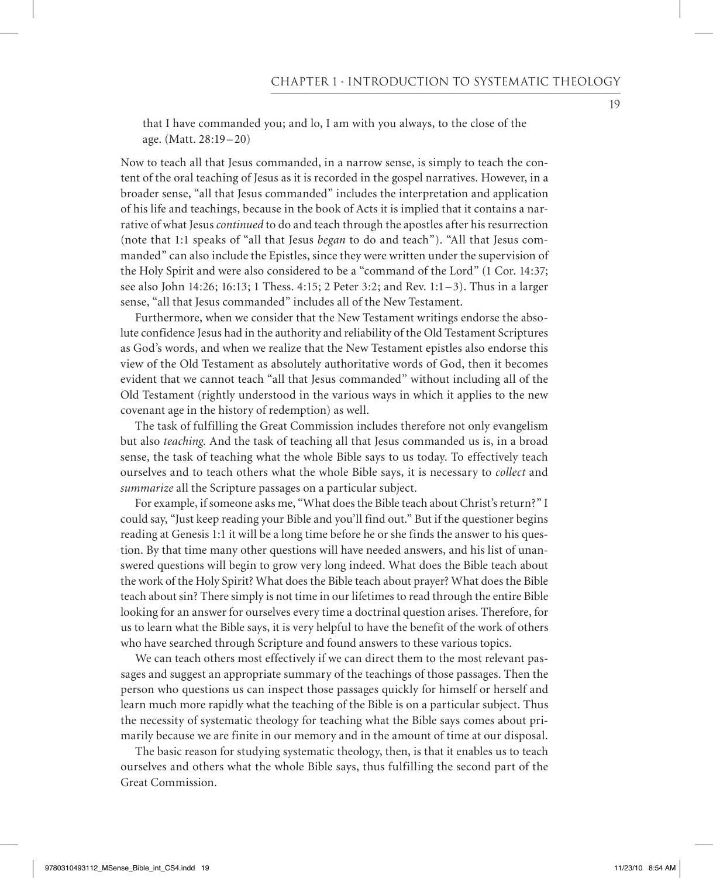that I have commanded you; and lo, I am with you always, to the close of the age. (Matt. 28:19–20)

Now to teach all that Jesus commanded, in a narrow sense, is simply to teach the content of the oral teaching of Jesus as it is recorded in the gospel narratives. However, in a broader sense, "all that Jesus commanded" includes the interpretation and application of his life and teachings, because in the book of Acts it is implied that it contains a narrative of what Jesus *continued* to do and teach through the apostles after his resurrection (note that 1:1 speaks of "all that Jesus *began* to do and teach"). "All that Jesus commanded" can also include the Epistles, since they were written under the supervision of the Holy Spirit and were also considered to be a "command of the Lord" (1 Cor. 14:37; see also John 14:26; 16:13; 1 Thess. 4:15; 2 Peter 3:2; and Rev. 1:1–3). Thus in a larger sense, "all that Jesus commanded" includes all of the New Testament.

Furthermore, when we consider that the New Testament writings endorse the absolute confidence Jesus had in the authority and reliability of the Old Testament Scriptures as God's words, and when we realize that the New Testament epistles also endorse this view of the Old Testament as absolutely authoritative words of God, then it becomes evident that we cannot teach "all that Jesus commanded" without including all of the Old Testament (rightly understood in the various ways in which it applies to the new covenant age in the history of redemption) as well.

The task of fulfilling the Great Commission includes therefore not only evangelism but also *teaching.* And the task of teaching all that Jesus commanded us is, in a broad sense, the task of teaching what the whole Bible says to us today. To effectively teach ourselves and to teach others what the whole Bible says, it is necessary to *collect* and *summarize* all the Scripture passages on a particular subject.

For example, if someone asks me, "What does the Bible teach about Christ's return?" I could say, "Just keep reading your Bible and you'll find out." But if the questioner begins reading at Genesis 1:1 it will be a long time before he or she finds the answer to his question. By that time many other questions will have needed answers, and his list of unanswered questions will begin to grow very long indeed. What does the Bible teach about the work of the Holy Spirit? What does the Bible teach about prayer? What does the Bible teach about sin? There simply is not time in our lifetimes to read through the entire Bible looking for an answer for ourselves every time a doctrinal question arises. Therefore, for us to learn what the Bible says, it is very helpful to have the benefit of the work of others who have searched through Scripture and found answers to these various topics.

We can teach others most effectively if we can direct them to the most relevant passages and suggest an appropriate summary of the teachings of those passages. Then the person who questions us can inspect those passages quickly for himself or herself and learn much more rapidly what the teaching of the Bible is on a particular subject. Thus the necessity of systematic theology for teaching what the Bible says comes about primarily because we are finite in our memory and in the amount of time at our disposal.

The basic reason for studying systematic theology, then, is that it enables us to teach ourselves and others what the whole Bible says, thus fulfilling the second part of the Great Commission.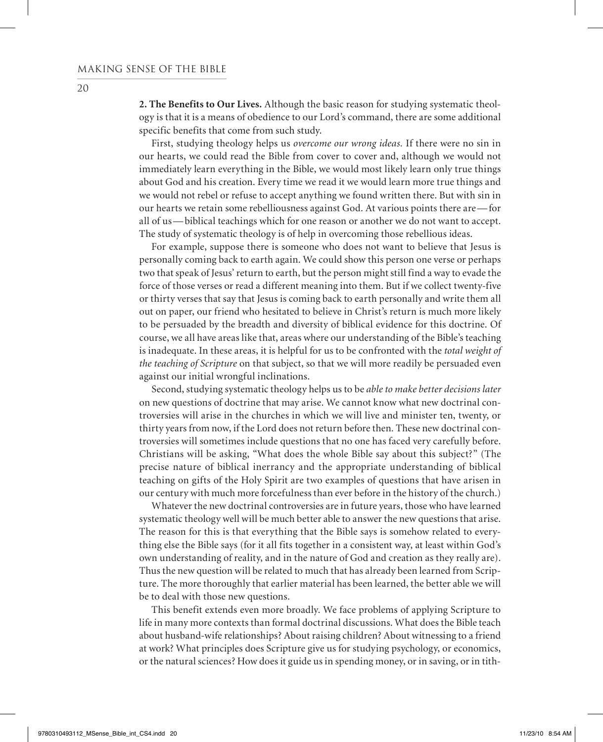**2. The Benefits to Our Lives.** Although the basic reason for studying systematic theology is that it is a means of obedience to our Lord's command, there are some additional specific benefits that come from such study.

First, studying theology helps us *overcome our wrong ideas.* If there were no sin in our hearts, we could read the Bible from cover to cover and, although we would not immediately learn everything in the Bible, we would most likely learn only true things about God and his creation. Every time we read it we would learn more true things and we would not rebel or refuse to accept anything we found written there. But with sin in our hearts we retain some rebelliousness against God. At various points there are — for all of us — biblical teachings which for one reason or another we do not want to accept. The study of systematic theology is of help in overcoming those rebellious ideas.

For example, suppose there is someone who does not want to believe that Jesus is personally coming back to earth again. We could show this person one verse or perhaps two that speak of Jesus' return to earth, but the person might still find a way to evade the force of those verses or read a different meaning into them. But if we collect twenty-five or thirty verses that say that Jesus is coming back to earth personally and write them all out on paper, our friend who hesitated to believe in Christ's return is much more likely to be persuaded by the breadth and diversity of biblical evidence for this doctrine. Of course, we all have areas like that, areas where our understanding of the Bible's teaching is inadequate. In these areas, it is helpful for us to be confronted with the *total weight of the teaching of Scripture* on that subject, so that we will more readily be persuaded even against our initial wrongful inclinations.

Second, studying systematic theology helps us to be *able to make better decisions later* on new questions of doctrine that may arise. We cannot know what new doctrinal controversies will arise in the churches in which we will live and minister ten, twenty, or thirty years from now, if the Lord does not return before then. These new doctrinal controversies will sometimes include questions that no one has faced very carefully before. Christians will be asking, "What does the whole Bible say about this subject?" (The precise nature of biblical inerrancy and the appropriate understanding of biblical teaching on gifts of the Holy Spirit are two examples of questions that have arisen in our century with much more forcefulness than ever before in the history of the church.)

Whatever the new doctrinal controversies are in future years, those who have learned systematic theology well will be much better able to answer the new questions that arise. The reason for this is that everything that the Bible says is somehow related to everything else the Bible says (for it all fits together in a consistent way, at least within God's own understanding of reality, and in the nature of God and creation as they really are). Thus the new question will be related to much that has already been learned from Scripture. The more thoroughly that earlier material has been learned, the better able we will be to deal with those new questions.

This benefit extends even more broadly. We face problems of applying Scripture to life in many more contexts than formal doctrinal discussions. What does the Bible teach about husband-wife relationships? About raising children? About witnessing to a friend at work? What principles does Scripture give us for studying psychology, or economics, or the natural sciences? How does it guide us in spending money, or in saving, or in tith-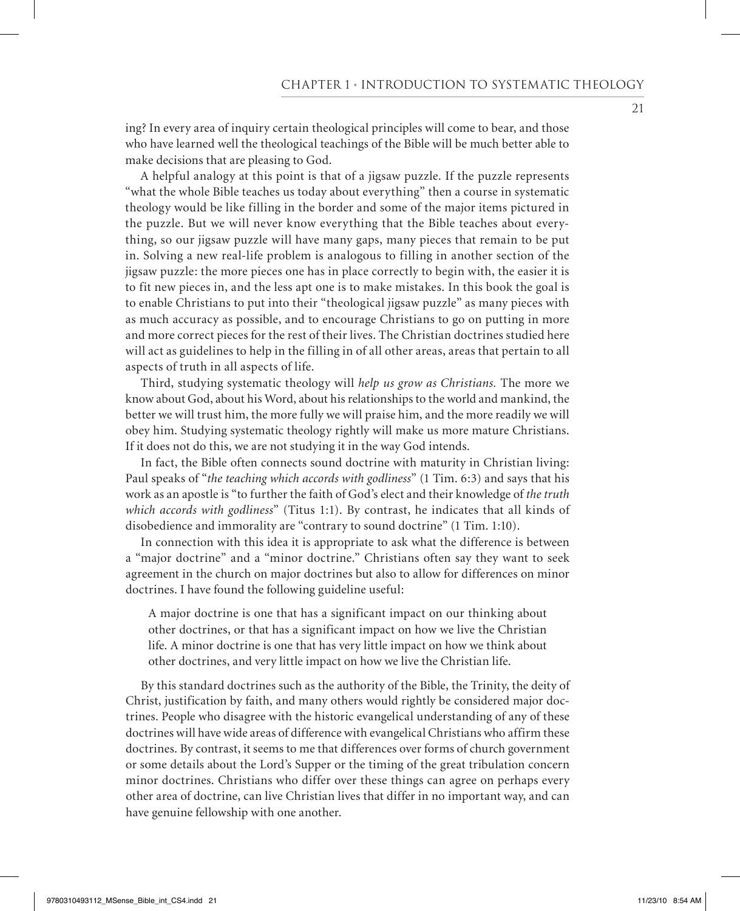ing? In every area of inquiry certain theological principles will come to bear, and those who have learned well the theological teachings of the Bible will be much better able to make decisions that are pleasing to God.

A helpful analogy at this point is that of a jigsaw puzzle. If the puzzle represents "what the whole Bible teaches us today about everything" then a course in systematic theology would be like filling in the border and some of the major items pictured in the puzzle. But we will never know everything that the Bible teaches about everything, so our jigsaw puzzle will have many gaps, many pieces that remain to be put in. Solving a new real-life problem is analogous to filling in another section of the jigsaw puzzle: the more pieces one has in place correctly to begin with, the easier it is to fit new pieces in, and the less apt one is to make mistakes. In this book the goal is to enable Christians to put into their "theological jigsaw puzzle" as many pieces with as much accuracy as possible, and to encourage Christians to go on putting in more and more correct pieces for the rest of their lives. The Christian doctrines studied here will act as guidelines to help in the filling in of all other areas, areas that pertain to all aspects of truth in all aspects of life.

Third, studying systematic theology will *help us grow as Christians.* The more we know about God, about his Word, about his relationships to the world and mankind, the better we will trust him, the more fully we will praise him, and the more readily we will obey him. Studying systematic theology rightly will make us more mature Christians. If it does not do this, we are not studying it in the way God intends.

In fact, the Bible often connects sound doctrine with maturity in Christian living: Paul speaks of "*the teaching which accords with godliness*" (1 Tim. 6:3) and says that his work as an apostle is "to further the faith of God's elect and their knowledge of *the truth which accords with godliness*" (Titus 1:1). By contrast, he indicates that all kinds of disobedience and immorality are "contrary to sound doctrine" (1 Tim. 1:10).

In connection with this idea it is appropriate to ask what the difference is between a "major doctrine" and a "minor doctrine." Christians often say they want to seek agreement in the church on major doctrines but also to allow for differences on minor doctrines. I have found the following guideline useful:

> A major doctrine is one that has a significant impact on our thinking about other doctrines, or that has a significant impact on how we live the Christian life. A minor doctrine is one that has very little impact on how we think about other doctrines, and very little impact on how we live the Christian life.

By this standard doctrines such as the authority of the Bible, the Trinity, the deity of Christ, justification by faith, and many others would rightly be considered major doctrines. People who disagree with the historic evangelical understanding of any of these doctrines will have wide areas of difference with evangelical Christians who affirm these doctrines. By contrast, it seems to me that differences over forms of church government or some details about the Lord's Supper or the timing of the great tribulation concern minor doctrines. Christians who differ over these things can agree on perhaps every other area of doctrine, can live Christian lives that differ in no important way, and can have genuine fellowship with one another.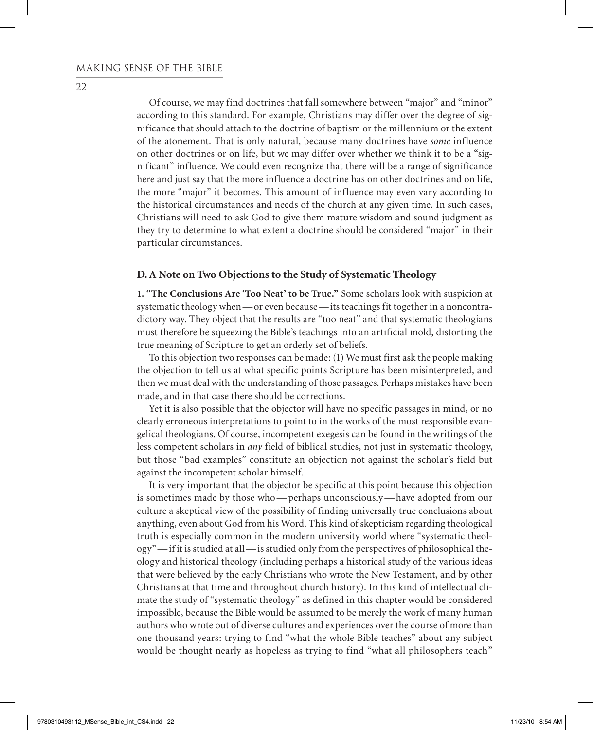Of course, we may find doctrines that fall somewhere between "major" and "minor" according to this standard. For example, Christians may differ over the degree of significance that should attach to the doctrine of baptism or the millennium or the extent of the atonement. That is only natural, because many doctrines have *some* influence on other doctrines or on life, but we may differ over whether we think it to be a "significant" influence. We could even recognize that there will be a range of significance here and just say that the more influence a doctrine has on other doctrines and on life, the more "major" it becomes. This amount of influence may even vary according to the historical circumstances and needs of the church at any given time. In such cases, Christians will need to ask God to give them mature wisdom and sound judgment as they try to determine to what extent a doctrine should be considered "major" in their particular circumstances.

## D. A Note on Two Objections to the Study of Systematic Theology

**1. "The Conclusions Are 'Too Neat' to be True."** Some scholars look with suspicion at systematic theology when — or even because — its teachings fit together in a noncontradictory way. They object that the results are "too neat" and that systematic theologians must therefore be squeezing the Bible's teachings into an artificial mold, distorting the true meaning of Scripture to get an orderly set of beliefs.

To this objection two responses can be made: (1) We must first ask the people making the objection to tell us at what specific points Scripture has been misinterpreted, and then we must deal with the understanding of those passages. Perhaps mistakes have been made, and in that case there should be corrections.

Yet it is also possible that the objector will have no specific passages in mind, or no clearly erroneous interpretations to point to in the works of the most responsible evangelical theologians. Of course, incompetent exegesis can be found in the writings of the less competent scholars in *any* field of biblical studies, not just in systematic theology, but those "bad examples" constitute an objection not against the scholar's field but against the incompetent scholar himself.

It is very important that the objector be specific at this point because this objection is sometimes made by those who — perhaps unconsciously — have adopted from our culture a skeptical view of the possibility of finding universally true conclusions about anything, even about God from his Word. This kind of skepticism regarding theological truth is especially common in the modern university world where "systematic theology" — if it is studied at all — is studied only from the perspectives of philosophical theology and historical theology (including perhaps a historical study of the various ideas that were believed by the early Christians who wrote the New Testament, and by other Christians at that time and throughout church history). In this kind of intellectual climate the study of "systematic theology" as defined in this chapter would be considered impossible, because the Bible would be assumed to be merely the work of many human authors who wrote out of diverse cultures and experiences over the course of more than one thousand years: trying to find "what the whole Bible teaches" about any subject would be thought nearly as hopeless as trying to find "what all philosophers teach"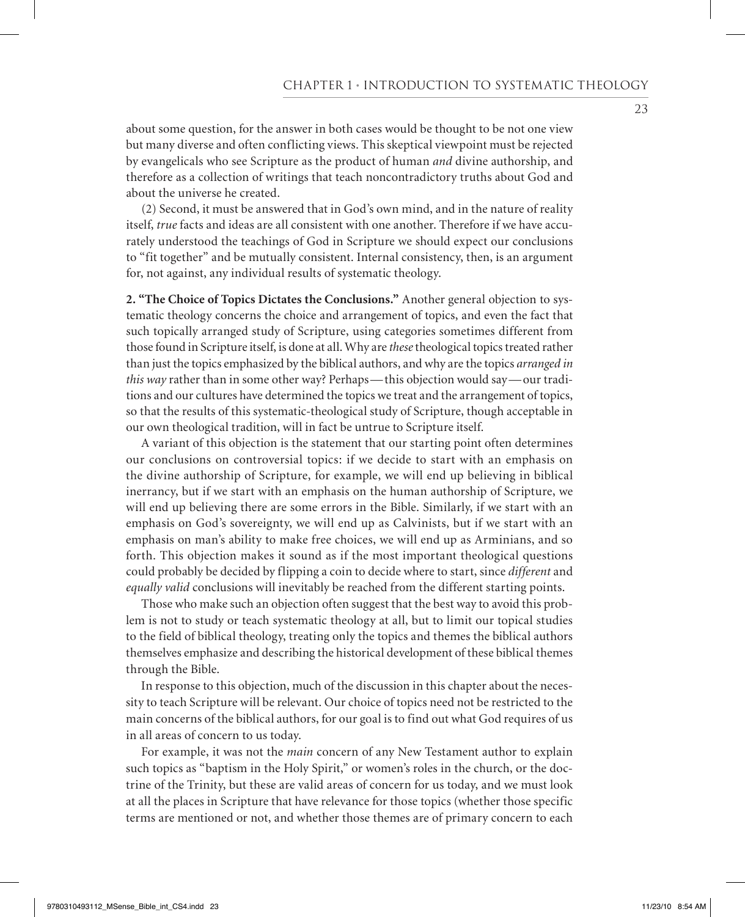about some question, for the answer in both cases would be thought to be not one view but many diverse and often conflicting views. This skeptical viewpoint must be rejected by evangelicals who see Scripture as the product of human *and* divine authorship, and therefore as a collection of writings that teach noncontradictory truths about God and about the universe he created.

(2) Second, it must be answered that in God's own mind, and in the nature of reality itself, *true* facts and ideas are all consistent with one another. Therefore if we have accurately understood the teachings of God in Scripture we should expect our conclusions to "fit together" and be mutually consistent. Internal consistency, then, is an argument for, not against, any individual results of systematic theology.

**2. "The Choice of Topics Dictates the Conclusions."** Another general objection to systematic theology concerns the choice and arrangement of topics, and even the fact that such topically arranged study of Scripture, using categories sometimes different from those found in Scripture itself, is done at all. Why are *these* theological topics treated rather than just the topics emphasized by the biblical authors, and why are the topics *arranged in this way* rather than in some other way? Perhaps—this objection would say—our traditions and our cultures have determined the topics we treat and the arrangement of topics, so that the results of this systematic-theological study of Scripture, though acceptable in our own theological tradition, will in fact be untrue to Scripture itself.

A variant of this objection is the statement that our starting point often determines our conclusions on controversial topics: if we decide to start with an emphasis on the divine authorship of Scripture, for example, we will end up believing in biblical inerrancy, but if we start with an emphasis on the human authorship of Scripture, we will end up believing there are some errors in the Bible. Similarly, if we start with an emphasis on God's sovereignty, we will end up as Calvinists, but if we start with an emphasis on man's ability to make free choices, we will end up as Arminians, and so forth. This objection makes it sound as if the most important theological questions could probably be decided by flipping a coin to decide where to start, since *different* and *equally valid* conclusions will inevitably be reached from the different starting points.

Those who make such an objection often suggest that the best way to avoid this problem is not to study or teach systematic theology at all, but to limit our topical studies to the field of biblical theology, treating only the topics and themes the biblical authors themselves emphasize and describing the historical development of these biblical themes through the Bible.

In response to this objection, much of the discussion in this chapter about the necessity to teach Scripture will be relevant. Our choice of topics need not be restricted to the main concerns of the biblical authors, for our goal is to find out what God requires of us in all areas of concern to us today.

For example, it was not the *main* concern of any New Testament author to explain such topics as "baptism in the Holy Spirit," or women's roles in the church, or the doctrine of the Trinity, but these are valid areas of concern for us today, and we must look at all the places in Scripture that have relevance for those topics (whether those specific terms are mentioned or not, and whether those themes are of primary concern to each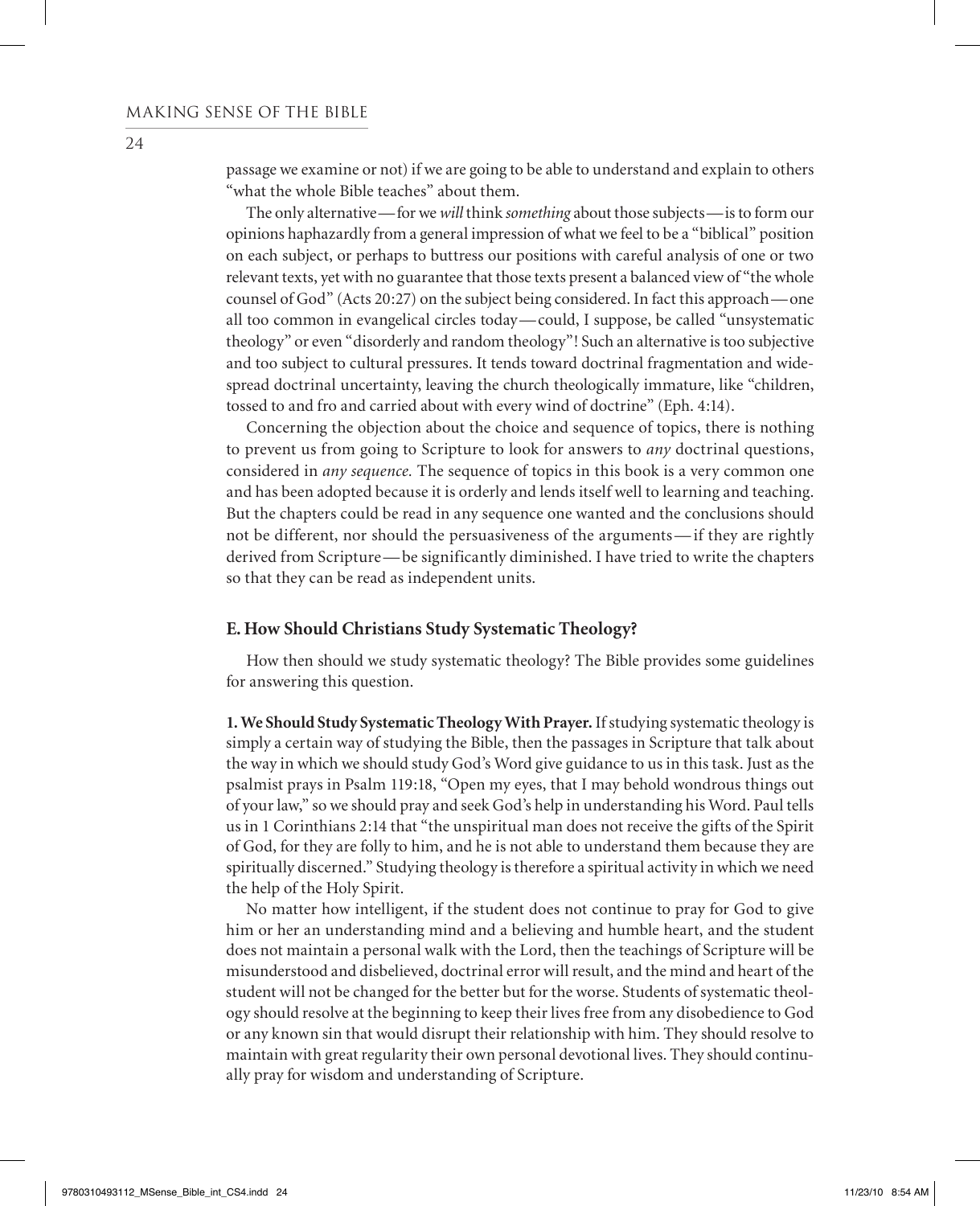passage we examine or not) if we are going to be able to understand and explain to others "what the whole Bible teaches" about them.

The only alternative — for we *will* think *something* about those subjects — is to form our opinions haphazardly from a general impression of what we feel to be a "biblical" position on each subject, or perhaps to buttress our positions with careful analysis of one or two relevant texts, yet with no guarantee that those texts present a balanced view of "the whole counsel of God" (Acts 20:27) on the subject being considered. In fact this approach — one all too common in evangelical circles today — could, I suppose, be called "unsystematic theology" or even "disorderly and random theology"! Such an alternative is too subjective and too subject to cultural pressures. It tends toward doctrinal fragmentation and widespread doctrinal uncertainty, leaving the church theologically immature, like "children, tossed to and fro and carried about with every wind of doctrine" (Eph. 4:14).

Concerning the objection about the choice and sequence of topics, there is nothing to prevent us from going to Scripture to look for answers to *any* doctrinal questions, considered in *any sequence.* The sequence of topics in this book is a very common one and has been adopted because it is orderly and lends itself well to learning and teaching. But the chapters could be read in any sequence one wanted and the conclusions should not be different, nor should the persuasiveness of the arguments — if they are rightly derived from Scripture — be significantly diminished. I have tried to write the chapters so that they can be read as independent units.

## E. How Should Christians Study Systematic Theology?

How then should we study systematic theology? The Bible provides some guidelines for answering this question.

**1. We Should Study Systematic Theology With Prayer.** If studying systematic theology is simply a certain way of studying the Bible, then the passages in Scripture that talk about the way in which we should study God's Word give guidance to us in this task. Just as the psalmist prays in Psalm 119:18, "Open my eyes, that I may behold wondrous things out of your law," so we should pray and seek God's help in understanding his Word. Paul tells us in 1 Corinthians 2:14 that "the unspiritual man does not receive the gifts of the Spirit of God, for they are folly to him, and he is not able to understand them because they are spiritually discerned." Studying theology is therefore a spiritual activity in which we need the help of the Holy Spirit.

No matter how intelligent, if the student does not continue to pray for God to give him or her an understanding mind and a believing and humble heart, and the student does not maintain a personal walk with the Lord, then the teachings of Scripture will be misunderstood and disbelieved, doctrinal error will result, and the mind and heart of the student will not be changed for the better but for the worse. Students of systematic theology should resolve at the beginning to keep their lives free from any disobedience to God or any known sin that would disrupt their relationship with him. They should resolve to maintain with great regularity their own personal devotional lives. They should continually pray for wisdom and understanding of Scripture.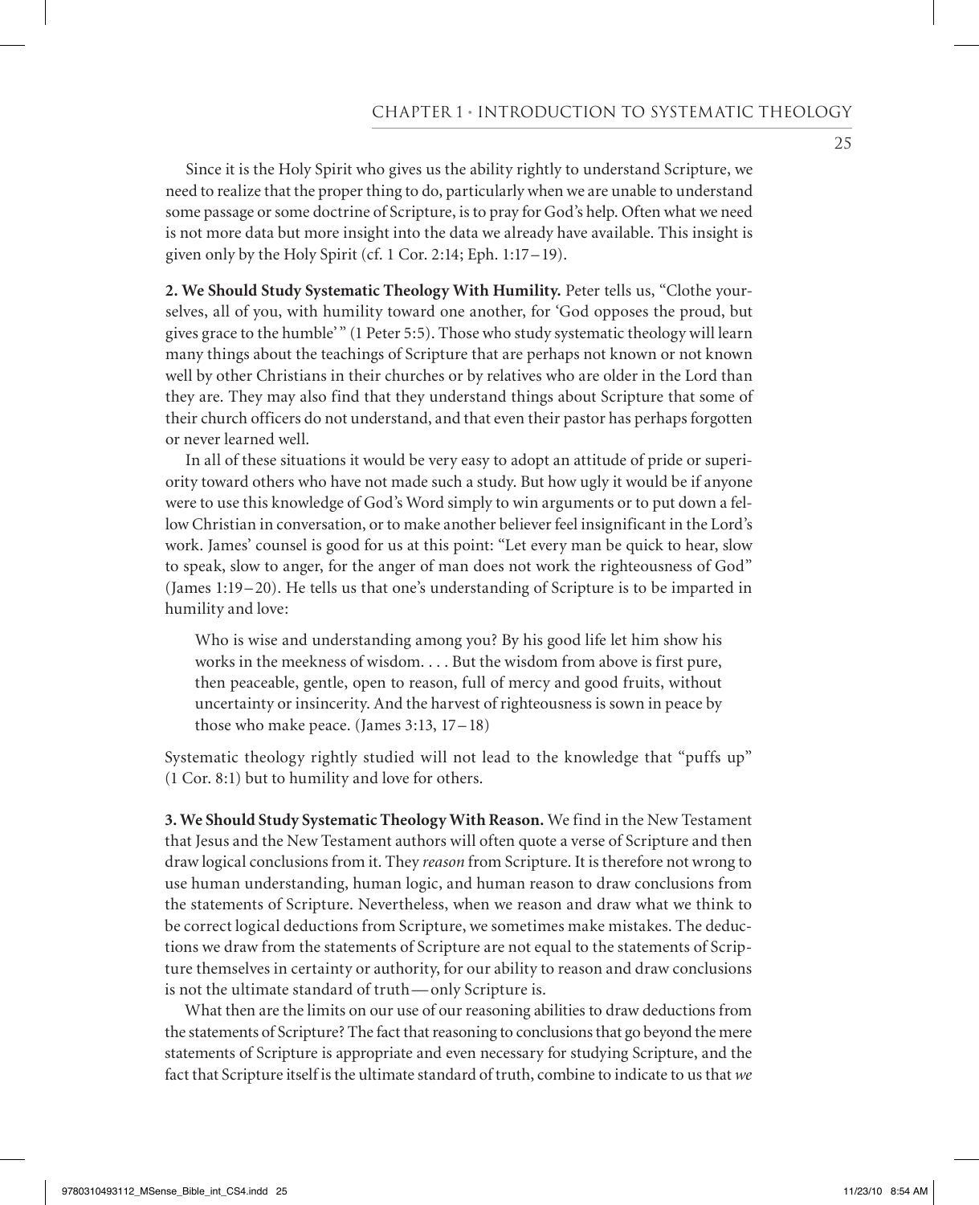Since it is the Holy Spirit who gives us the ability rightly to understand Scripture, we need to realize that the proper thing to do, particularly when we are unable to understand some passage or some doctrine of Scripture, is to pray for God's help. Often what we need is not more data but more insight into the data we already have available. This insight is given only by the Holy Spirit (cf. 1 Cor. 2:14; Eph. 1:17–19).

**2. We Should Study Systematic Theology With Humility.** Peter tells us, "Clothe yourselves, all of you, with humility toward one another, for 'God opposes the proud, but gives grace to the humble'" (1 Peter 5:5). Those who study systematic theology will learn many things about the teachings of Scripture that are perhaps not known or not known well by other Christians in their churches or by relatives who are older in the Lord than they are. They may also find that they understand things about Scripture that some of their church officers do not understand, and that even their pastor has perhaps forgotten or never learned well.

In all of these situations it would be very easy to adopt an attitude of pride or superiority toward others who have not made such a study. But how ugly it would be if anyone were to use this knowledge of God's Word simply to win arguments or to put down a fellow Christian in conversation, or to make another believer feel insignificant in the Lord's work. James' counsel is good for us at this point: "Let every man be quick to hear, slow to speak, slow to anger, for the anger of man does not work the righteousness of God" (James 1:19–20). He tells us that one's understanding of Scripture is to be imparted in humility and love:

> Who is wise and understanding among you? By his good life let him show his works in the meekness of wisdom. . . . But the wisdom from above is first pure, then peaceable, gentle, open to reason, full of mercy and good fruits, without uncertainty or insincerity. And the harvest of righteousness is sown in peace by those who make peace. (James 3:13, 17–18)

Systematic theology rightly studied will not lead to the knowledge that "puffs up" (1 Cor. 8:1) but to humility and love for others.

**3. We Should Study Systematic Theology With Reason.** We find in the New Testament that Jesus and the New Testament authors will often quote a verse of Scripture and then draw logical conclusions from it. They *reason* from Scripture. It is therefore not wrong to use human understanding, human logic, and human reason to draw conclusions from the statements of Scripture. Nevertheless, when we reason and draw what we think to be correct logical deductions from Scripture, we sometimes make mistakes. The deductions we draw from the statements of Scripture are not equal to the statements of Scripture themselves in certainty or authority, for our ability to reason and draw conclusions is not the ultimate standard of truth—only Scripture is.

What then are the limits on our use of our reasoning abilities to draw deductions from the statements of Scripture? The fact that reasoning to conclusions that go beyond the mere statements of Scripture is appropriate and even necessary for studying Scripture, and the fact that Scripture itself is the ultimate standard of truth, combine to indicate to us that *we*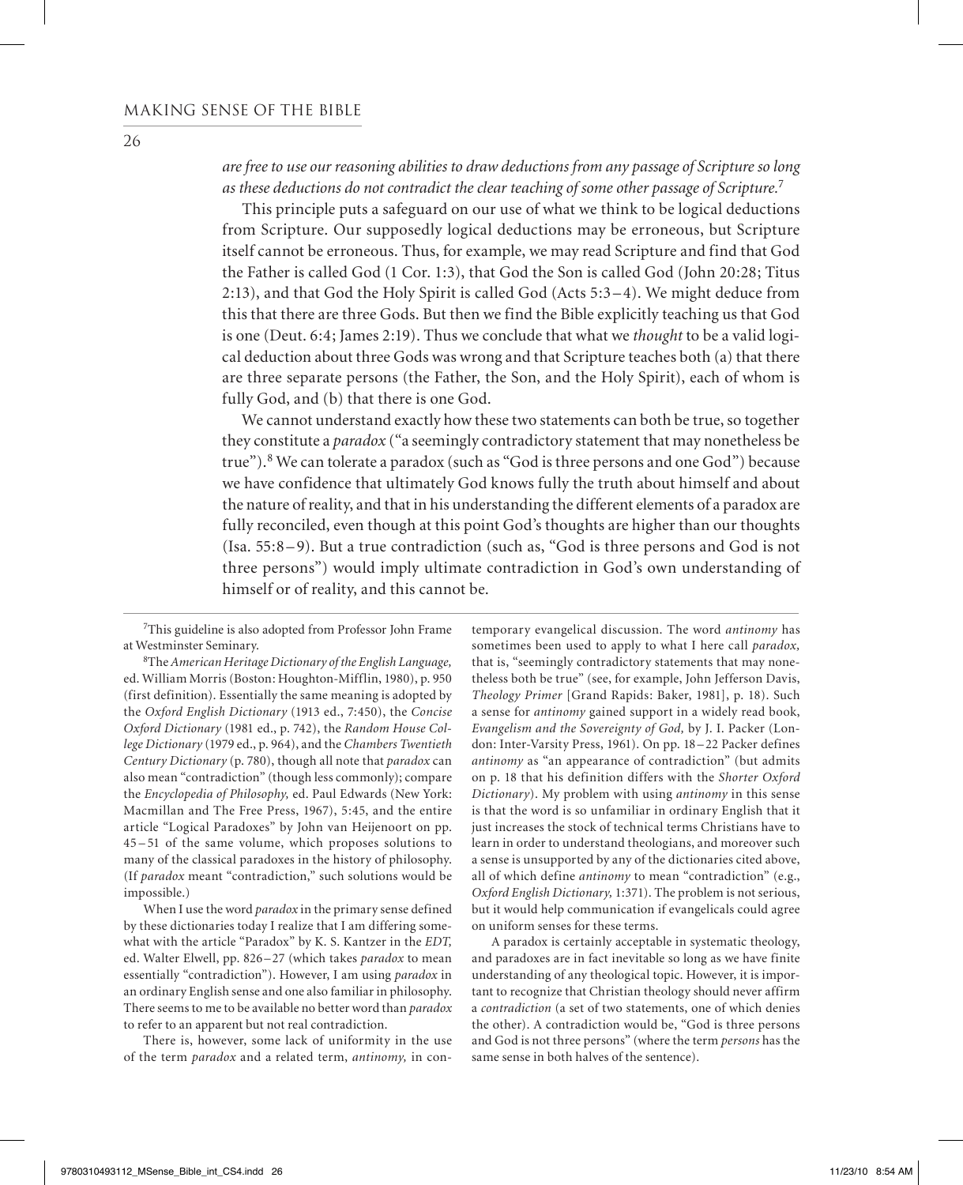*are free to use our reasoning abilities to draw deductions from any passage of Scripture so long as these deductions do not contradict the clear teaching of some other passage of Scripture.*[7]

This principle puts a safeguard on our use of what we think to be logical deductions from Scripture. Our supposedly logical deductions may be erroneous, but Scripture itself cannot be erroneous. Thus, for example, we may read Scripture and find that God the Father is called God (1 Cor. 1:3), that God the Son is called God (John 20:28; Titus 2:13), and that God the Holy Spirit is called God (Acts 5:3–4). We might deduce from this that there are three Gods. But then we find the Bible explicitly teaching us that God is one (Deut. 6:4; James 2:19). Thus we conclude that what we *thought* to be a valid logical deduction about three Gods was wrong and that Scripture teaches both (a) that there are three separate persons (the Father, the Son, and the Holy Spirit), each of whom is fully God, and (b) that there is one God.

We cannot understand exactly how these two statements can both be true, so together they constitute a *paradox* ("a seemingly contradictory statement that may nonetheless be true").[8] We can tolerate a paradox (such as "God is three persons and one God") because we have confidence that ultimately God knows fully the truth about himself and about the nature of reality, and that in his understanding the different elements of a paradox are fully reconciled, even though at this point God's thoughts are higher than our thoughts (Isa. 55:8–9). But a true contradiction (such as, "God is three persons and God is not three persons") would imply ultimate contradiction in God's own understanding of himself or of reality, and this cannot be.

---

[7]This guideline is also adopted from Professor John Frame at Westminster Seminary.

[8]The *American Heritage Dictionary of the English Language,* ed. William Morris (Boston: Houghton-Mifflin, 1980), p. 950 (first definition). Essentially the same meaning is adopted by the *Oxford English Dictionary* (1913 ed., 7:450), the *Concise Oxford Dictionary* (1981 ed., p. 742), the *Random House College Dictionary* (1979 ed., p. 964), and the *Chambers Twentieth Century Dictionary* (p. 780), though all note that *paradox* can also mean "contradiction" (though less commonly); compare the *Encyclopedia of Philosophy,* ed. Paul Edwards (New York: Macmillan and The Free Press, 1967), 5:45, and the entire article "Logical Paradoxes" by John van Heijenoort on pp. 45–51 of the same volume, which proposes solutions to many of the classical paradoxes in the history of philosophy. (If *paradox* meant "contradiction," such solutions would be impossible.)

When I use the word *paradox* in the primary sense defined by these dictionaries today I realize that I am differing somewhat with the article "Paradox" by K. S. Kantzer in the *EDT,* ed. Walter Elwell, pp. 826–27 (which takes *paradox* to mean essentially "contradiction"). However, I am using *paradox* in an ordinary English sense and one also familiar in philosophy. There seems to me to be available no better word than *paradox* to refer to an apparent but not real contradiction.

There is, however, some lack of uniformity in the use of the term *paradox* and a related term, *antinomy,* in contemporary evangelical discussion. The word *antinomy* has sometimes been used to apply to what I here call *paradox,* that is, "seemingly contradictory statements that may nonetheless both be true" (see, for example, John Jefferson Davis, *Theology Primer* [Grand Rapids: Baker, 1981], p. 18). Such a sense for *antinomy* gained support in a widely read book, *Evangelism and the Sovereignty of God,* by J. I. Packer (London: Inter-Varsity Press, 1961). On pp. 18–22 Packer defines *antinomy* as "an appearance of contradiction" (but admits on p. 18 that his definition differs with the *Shorter Oxford Dictionary*). My problem with using *antinomy* in this sense is that the word is so unfamiliar in ordinary English that it just increases the stock of technical terms Christians have to learn in order to understand theologians, and moreover such a sense is unsupported by any of the dictionaries cited above, all of which define *antinomy* to mean "contradiction" (e.g., *Oxford English Dictionary,* 1:371). The problem is not serious, but it would help communication if evangelicals could agree on uniform senses for these terms.

A paradox is certainly acceptable in systematic theology, and paradoxes are in fact inevitable so long as we have finite understanding of any theological topic. However, it is important to recognize that Christian theology should never affirm a *contradiction* (a set of two statements, one of which denies the other). A contradiction would be, "God is three persons and God is not three persons" (where the term *persons* has the same sense in both halves of the sentence).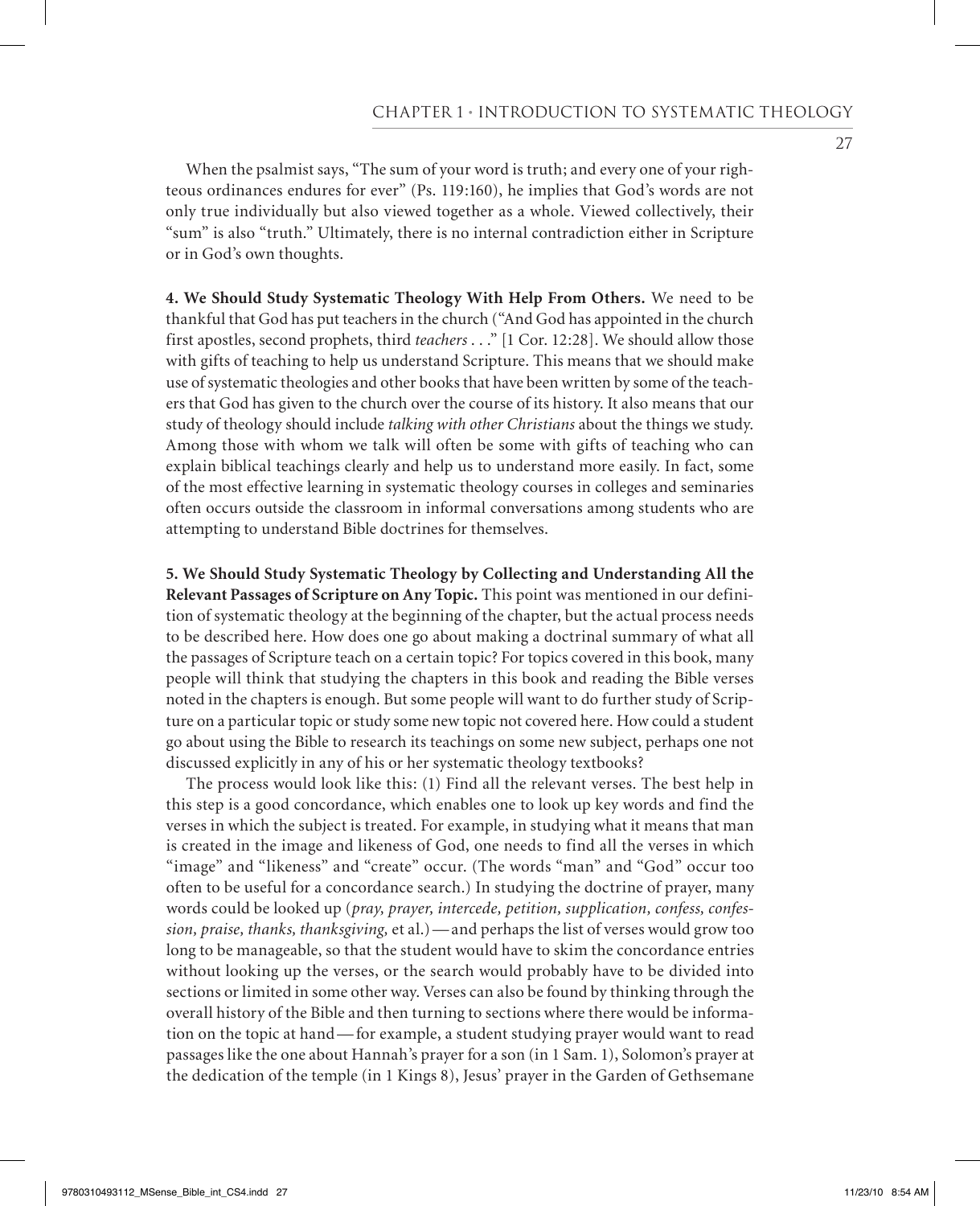When the psalmist says, "The sum of your word is truth; and every one of your righteous ordinances endures for ever" (Ps. 119:160), he implies that God's words are not only true individually but also viewed together as a whole. Viewed collectively, their "sum" is also "truth." Ultimately, there is no internal contradiction either in Scripture or in God's own thoughts.

**4. We Should Study Systematic Theology With Help From Others.** We need to be thankful that God has put teachers in the church ("And God has appointed in the church first apostles, second prophets, third *teachers* . . ." [1 Cor. 12:28]. We should allow those with gifts of teaching to help us understand Scripture. This means that we should make use of systematic theologies and other books that have been written by some of the teachers that God has given to the church over the course of its history. It also means that our study of theology should include *talking with other Christians* about the things we study. Among those with whom we talk will often be some with gifts of teaching who can explain biblical teachings clearly and help us to understand more easily. In fact, some of the most effective learning in systematic theology courses in colleges and seminaries often occurs outside the classroom in informal conversations among students who are attempting to understand Bible doctrines for themselves.

**5. We Should Study Systematic Theology by Collecting and Understanding All the Relevant Passages of Scripture on Any Topic.** This point was mentioned in our definition of systematic theology at the beginning of the chapter, but the actual process needs to be described here. How does one go about making a doctrinal summary of what all the passages of Scripture teach on a certain topic? For topics covered in this book, many people will think that studying the chapters in this book and reading the Bible verses noted in the chapters is enough. But some people will want to do further study of Scripture on a particular topic or study some new topic not covered here. How could a student go about using the Bible to research its teachings on some new subject, perhaps one not discussed explicitly in any of his or her systematic theology textbooks?

The process would look like this: (1) Find all the relevant verses. The best help in this step is a good concordance, which enables one to look up key words and find the verses in which the subject is treated. For example, in studying what it means that man is created in the image and likeness of God, one needs to find all the verses in which "image" and "likeness" and "create" occur. (The words "man" and "God" occur too often to be useful for a concordance search.) In studying the doctrine of prayer, many words could be looked up (*pray, prayer, intercede, petition, supplication, confess, confession, praise, thanks, thanksgiving,* et al.)—and perhaps the list of verses would grow too long to be manageable, so that the student would have to skim the concordance entries without looking up the verses, or the search would probably have to be divided into sections or limited in some other way. Verses can also be found by thinking through the overall history of the Bible and then turning to sections where there would be information on the topic at hand—for example, a student studying prayer would want to read passages like the one about Hannah's prayer for a son (in 1 Sam. 1), Solomon's prayer at the dedication of the temple (in 1 Kings 8), Jesus' prayer in the Garden of Gethsemane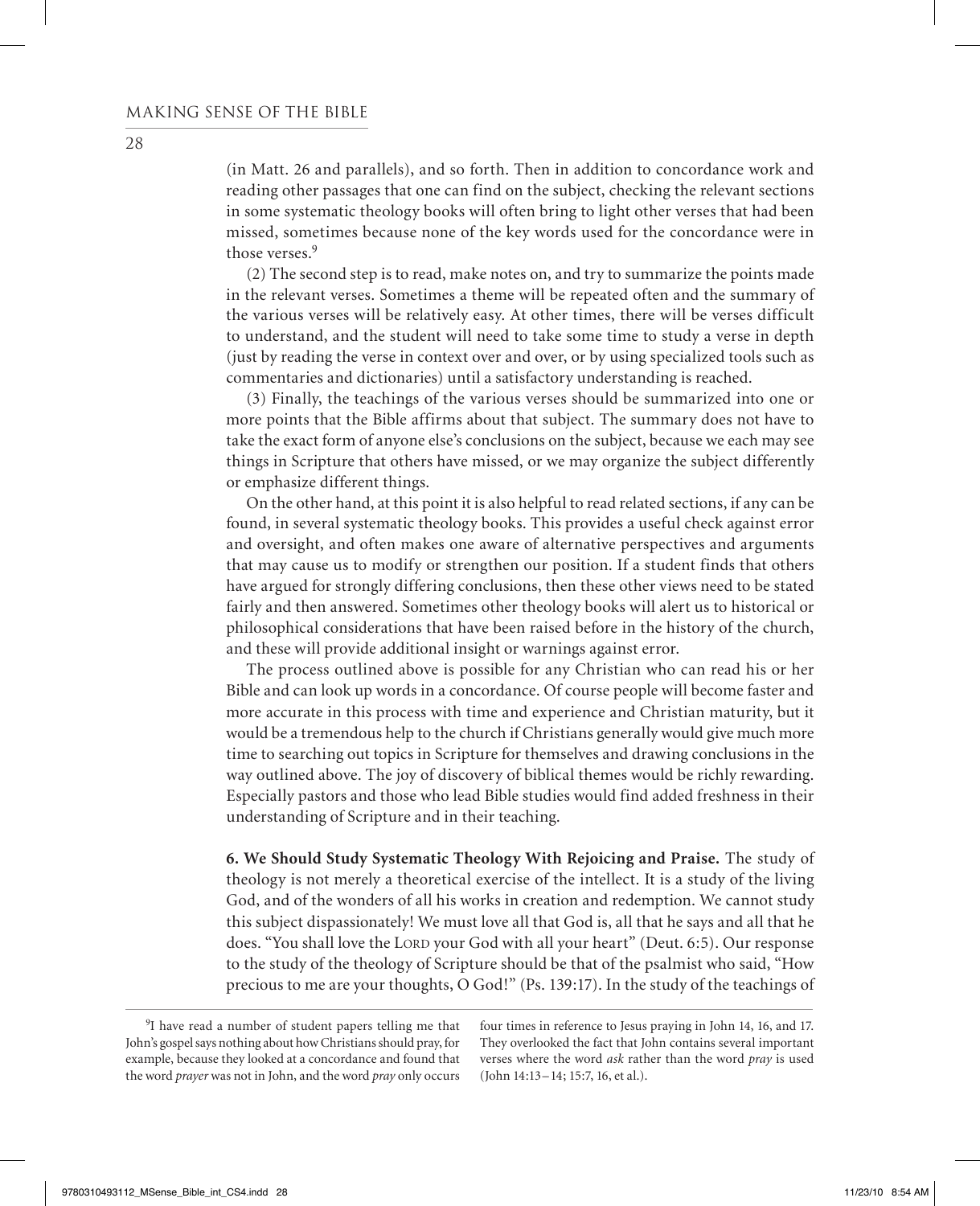(in Matt. 26 and parallels), and so forth. Then in addition to concordance work and reading other passages that one can find on the subject, checking the relevant sections in some systematic theology books will often bring to light other verses that had been missed, sometimes because none of the key words used for the concordance were in those verses.[9]

(2) The second step is to read, make notes on, and try to summarize the points made in the relevant verses. Sometimes a theme will be repeated often and the summary of the various verses will be relatively easy. At other times, there will be verses difficult to understand, and the student will need to take some time to study a verse in depth (just by reading the verse in context over and over, or by using specialized tools such as commentaries and dictionaries) until a satisfactory understanding is reached.

(3) Finally, the teachings of the various verses should be summarized into one or more points that the Bible affirms about that subject. The summary does not have to take the exact form of anyone else's conclusions on the subject, because we each may see things in Scripture that others have missed, or we may organize the subject differently or emphasize different things.

On the other hand, at this point it is also helpful to read related sections, if any can be found, in several systematic theology books. This provides a useful check against error and oversight, and often makes one aware of alternative perspectives and arguments that may cause us to modify or strengthen our position. If a student finds that others have argued for strongly differing conclusions, then these other views need to be stated fairly and then answered. Sometimes other theology books will alert us to historical or philosophical considerations that have been raised before in the history of the church, and these will provide additional insight or warnings against error.

The process outlined above is possible for any Christian who can read his or her Bible and can look up words in a concordance. Of course people will become faster and more accurate in this process with time and experience and Christian maturity, but it would be a tremendous help to the church if Christians generally would give much more time to searching out topics in Scripture for themselves and drawing conclusions in the way outlined above. The joy of discovery of biblical themes would be richly rewarding. Especially pastors and those who lead Bible studies would find added freshness in their understanding of Scripture and in their teaching.

**6. We Should Study Systematic Theology With Rejoicing and Praise.** The study of theology is not merely a theoretical exercise of the intellect. It is a study of the living God, and of the wonders of all his works in creation and redemption. We cannot study this subject dispassionately! We must love all that God is, all that he says and all that he does. "You shall love the LORD your God with all your heart" (Deut. 6:5). Our response to the study of the theology of Scripture should be that of the psalmist who said, "How precious to me are your thoughts, O God!" (Ps. 139:17). In the study of the teachings of

---

[9] I have read a number of student papers telling me that John's gospel says nothing about how Christians should pray, for example, because they looked at a concordance and found that the word *prayer* was not in John, and the word *pray* only occurs four times in reference to Jesus praying in John 14, 16, and 17. They overlooked the fact that John contains several important verses where the word *ask* rather than the word *pray* is used (John 14:13–14; 15:7, 16, et al.).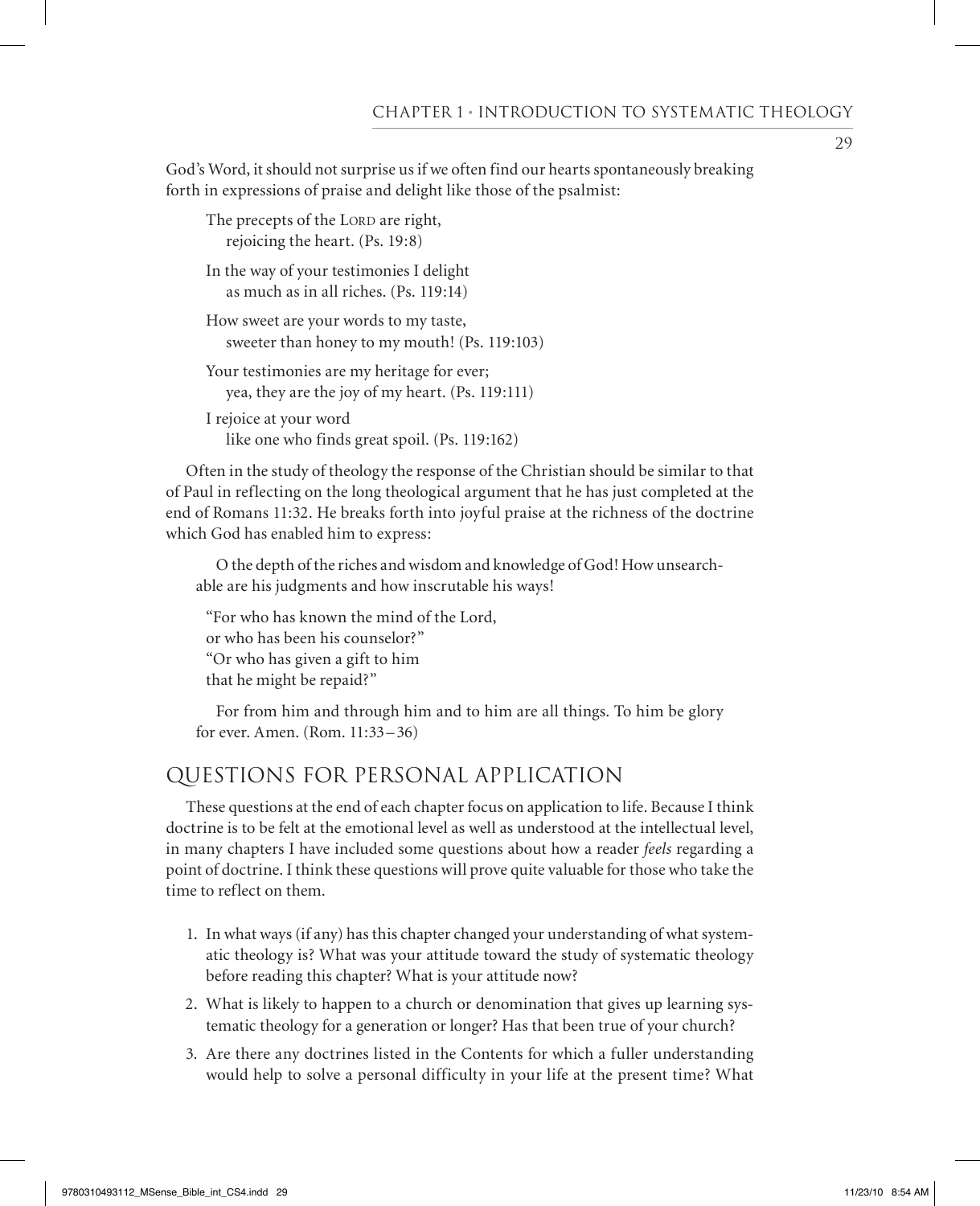God's Word, it should not surprise us if we often find our hearts spontaneously breaking forth in expressions of praise and delight like those of the psalmist:

> The precepts of the LORD are right,
> rejoicing the heart. (Ps. 19:8)
>
> In the way of your testimonies I delight
> as much as in all riches. (Ps. 119:14)
>
> How sweet are your words to my taste,
> sweeter than honey to my mouth! (Ps. 119:103)
>
> Your testimonies are my heritage for ever;
> yea, they are the joy of my heart. (Ps. 119:111)
>
> I rejoice at your word
> like one who finds great spoil. (Ps. 119:162)

Often in the study of theology the response of the Christian should be similar to that of Paul in reflecting on the long theological argument that he has just completed at the end of Romans 11:32. He breaks forth into joyful praise at the richness of the doctrine which God has enabled him to express:

> O the depth of the riches and wisdom and knowledge of God! How unsearchable are his judgments and how inscrutable his ways!
>
> "For who has known the mind of the Lord,
> or who has been his counselor?"
> "Or who has given a gift to him
> that he might be repaid?"
>
> For from him and through him and to him are all things. To him be glory for ever. Amen. (Rom. 11:33–36)

## QUESTIONS FOR PERSONAL APPLICATION

These questions at the end of each chapter focus on application to life. Because I think doctrine is to be felt at the emotional level as well as understood at the intellectual level, in many chapters I have included some questions about how a reader *feels* regarding a point of doctrine. I think these questions will prove quite valuable for those who take the time to reflect on them.

1. In what ways (if any) has this chapter changed your understanding of what systematic theology is? What was your attitude toward the study of systematic theology before reading this chapter? What is your attitude now?
2. What is likely to happen to a church or denomination that gives up learning systematic theology for a generation or longer? Has that been true of your church?
3. Are there any doctrines listed in the Contents for which a fuller understanding would help to solve a personal difficulty in your life at the present time? What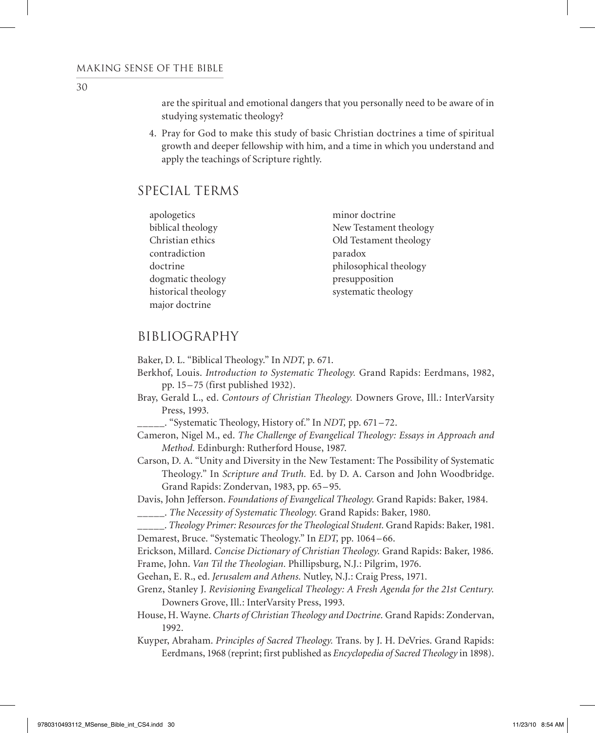are the spiritual and emotional dangers that you personally need to be aware of in studying systematic theology?

4. Pray for God to make this study of basic Christian doctrines a time of spiritual growth and deeper fellowship with him, and a time in which you understand and apply the teachings of Scripture rightly.

## SPECIAL TERMS

- apologetics
- biblical theology
- Christian ethics
- contradiction
- doctrine
- dogmatic theology
- historical theology
- major doctrine
- minor doctrine
- New Testament theology
- Old Testament theology
- paradox
- philosophical theology
- presupposition
- systematic theology

## BIBLIOGRAPHY

Baker, D. L. "Biblical Theology." In *NDT,* p. 671.

Berkhof, Louis. *Introduction to Systematic Theology.* Grand Rapids: Eerdmans, 1982, pp. 15–75 (first published 1932).

Bray, Gerald L., ed. *Contours of Christian Theology.* Downers Grove, Ill.: InterVarsity Press, 1993.

_____. "Systematic Theology, History of." In *NDT,* pp. 671–72.

Cameron, Nigel M., ed. *The Challenge of Evangelical Theology: Essays in Approach and Method.* Edinburgh: Rutherford House, 1987.

Carson, D. A. "Unity and Diversity in the New Testament: The Possibility of Systematic Theology." In *Scripture and Truth.* Ed. by D. A. Carson and John Woodbridge. Grand Rapids: Zondervan, 1983, pp. 65–95.

Davis, John Jefferson. *Foundations of Evangelical Theology.* Grand Rapids: Baker, 1984.

_____. *The Necessity of Systematic Theology.* Grand Rapids: Baker, 1980.

_____. *Theology Primer: Resources for the Theological Student.* Grand Rapids: Baker, 1981.

Demarest, Bruce. "Systematic Theology." In *EDT,* pp. 1064–66.

Erickson, Millard. *Concise Dictionary of Christian Theology.* Grand Rapids: Baker, 1986.

Frame, John. *Van Til the Theologian.* Phillipsburg, N.J.: Pilgrim, 1976.

Geehan, E. R., ed. *Jerusalem and Athens.* Nutley, N.J.: Craig Press, 1971.

Grenz, Stanley J. *Revisioning Evangelical Theology: A Fresh Agenda for the 21st Century.* Downers Grove, Ill.: InterVarsity Press, 1993.

House, H. Wayne. *Charts of Christian Theology and Doctrine.* Grand Rapids: Zondervan, 1992.

Kuyper, Abraham. *Principles of Sacred Theology.* Trans. by J. H. DeVries. Grand Rapids: Eerdmans, 1968 (reprint; first published as *Encyclopedia of Sacred Theology* in 1898).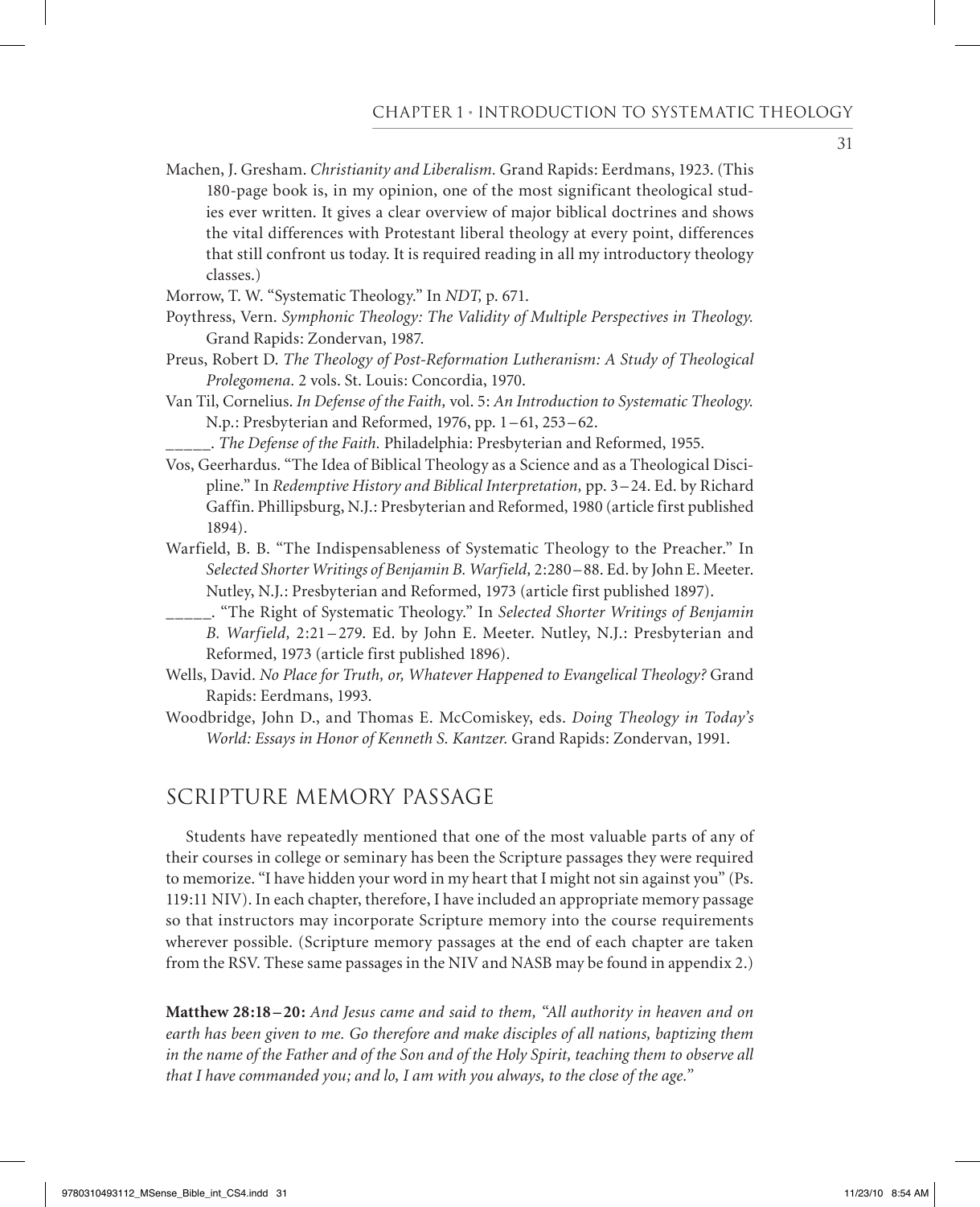Machen, J. Gresham. *Christianity and Liberalism.* Grand Rapids: Eerdmans, 1923. (This 180-page book is, in my opinion, one of the most significant theological studies ever written. It gives a clear overview of major biblical doctrines and shows the vital differences with Protestant liberal theology at every point, differences that still confront us today. It is required reading in all my introductory theology classes.)

Morrow, T. W. "Systematic Theology." In *NDT,* p. 671.

Poythress, Vern. *Symphonic Theology: The Validity of Multiple Perspectives in Theology.* Grand Rapids: Zondervan, 1987.

Preus, Robert D. *The Theology of Post-Reformation Lutheranism: A Study of Theological Prolegomena.* 2 vols. St. Louis: Concordia, 1970.

Van Til, Cornelius. *In Defense of the Faith,* vol. 5: *An Introduction to Systematic Theology.* N.p.: Presbyterian and Reformed, 1976, pp. 1–61, 253–62.

_____. *The Defense of the Faith.* Philadelphia: Presbyterian and Reformed, 1955.

Vos, Geerhardus. "The Idea of Biblical Theology as a Science and as a Theological Discipline." In *Redemptive History and Biblical Interpretation,* pp. 3–24. Ed. by Richard Gaffin. Phillipsburg, N.J.: Presbyterian and Reformed, 1980 (article first published 1894).

Warfield, B. B. "The Indispensableness of Systematic Theology to the Preacher." In *Selected Shorter Writings of Benjamin B. Warfield,* 2:280–88. Ed. by John E. Meeter. Nutley, N.J.: Presbyterian and Reformed, 1973 (article first published 1897).

_____. "The Right of Systematic Theology." In *Selected Shorter Writings of Benjamin B. Warfield,* 2:21–279. Ed. by John E. Meeter. Nutley, N.J.: Presbyterian and Reformed, 1973 (article first published 1896).

Wells, David. *No Place for Truth, or, Whatever Happened to Evangelical Theology?* Grand Rapids: Eerdmans, 1993.

Woodbridge, John D., and Thomas E. McComiskey, eds. *Doing Theology in Today's World: Essays in Honor of Kenneth S. Kantzer.* Grand Rapids: Zondervan, 1991.

## SCRIPTURE MEMORY PASSAGE

Students have repeatedly mentioned that one of the most valuable parts of any of their courses in college or seminary has been the Scripture passages they were required to memorize. "I have hidden your word in my heart that I might not sin against you" (Ps. 119:11 NIV). In each chapter, therefore, I have included an appropriate memory passage so that instructors may incorporate Scripture memory into the course requirements wherever possible. (Scripture memory passages at the end of each chapter are taken from the RSV. These same passages in the NIV and NASB may be found in appendix 2.)

**Matthew 28:18–20:** *And Jesus came and said to them, "All authority in heaven and on earth has been given to me. Go therefore and make disciples of all nations, baptizing them in the name of the Father and of the Son and of the Holy Spirit, teaching them to observe all that I have commanded you; and lo, I am with you always, to the close of the age."*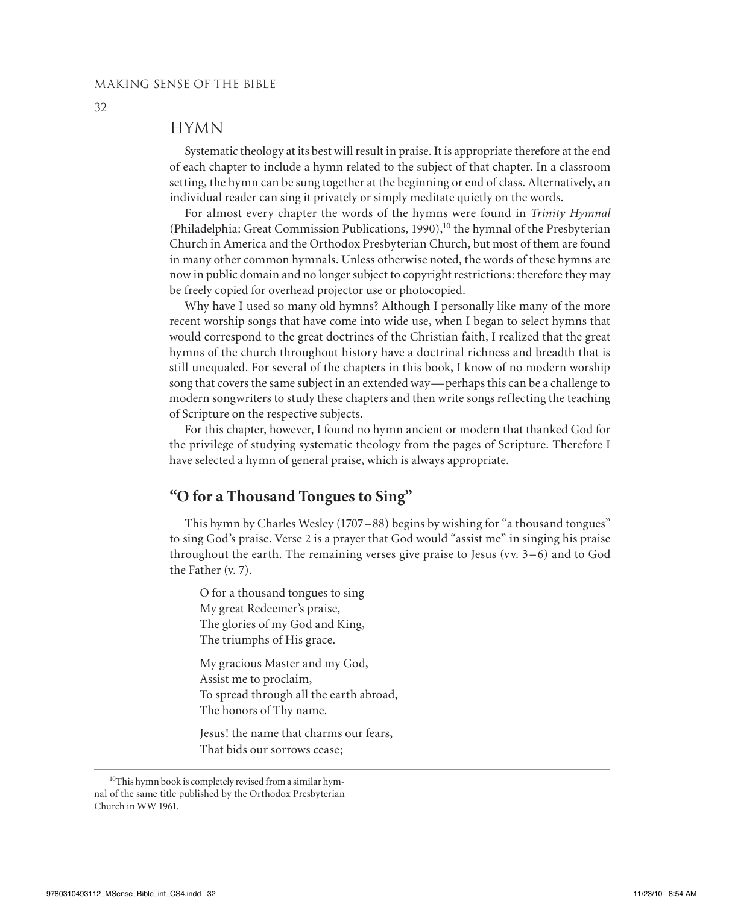## HYMN

Systematic theology at its best will result in praise. It is appropriate therefore at the end of each chapter to include a hymn related to the subject of that chapter. In a classroom setting, the hymn can be sung together at the beginning or end of class. Alternatively, an individual reader can sing it privately or simply meditate quietly on the words.

For almost every chapter the words of the hymns were found in *Trinity Hymnal* (Philadelphia: Great Commission Publications, 1990),[10] the hymnal of the Presbyterian Church in America and the Orthodox Presbyterian Church, but most of them are found in many other common hymnals. Unless otherwise noted, the words of these hymns are now in public domain and no longer subject to copyright restrictions: therefore they may be freely copied for overhead projector use or photocopied.

Why have I used so many old hymns? Although I personally like many of the more recent worship songs that have come into wide use, when I began to select hymns that would correspond to the great doctrines of the Christian faith, I realized that the great hymns of the church throughout history have a doctrinal richness and breadth that is still unequaled. For several of the chapters in this book, I know of no modern worship song that covers the same subject in an extended way—perhaps this can be a challenge to modern songwriters to study these chapters and then write songs reflecting the teaching of Scripture on the respective subjects.

For this chapter, however, I found no hymn ancient or modern that thanked God for the privilege of studying systematic theology from the pages of Scripture. Therefore I have selected a hymn of general praise, which is always appropriate.

### "O for a Thousand Tongues to Sing"

This hymn by Charles Wesley (1707–88) begins by wishing for "a thousand tongues" to sing God's praise. Verse 2 is a prayer that God would "assist me" in singing his praise throughout the earth. The remaining verses give praise to Jesus (vv. 3–6) and to God the Father (v. 7).

O for a thousand tongues to sing
My great Redeemer's praise,
The glories of my God and King,
The triumphs of His grace.

My gracious Master and my God,
Assist me to proclaim,
To spread through all the earth abroad,
The honors of Thy name.

Jesus! the name that charms our fears,
That bids our sorrows cease;

---

[10] This hymn book is completely revised from a similar hymnal of the same title published by the Orthodox Presbyterian Church in WW 1961.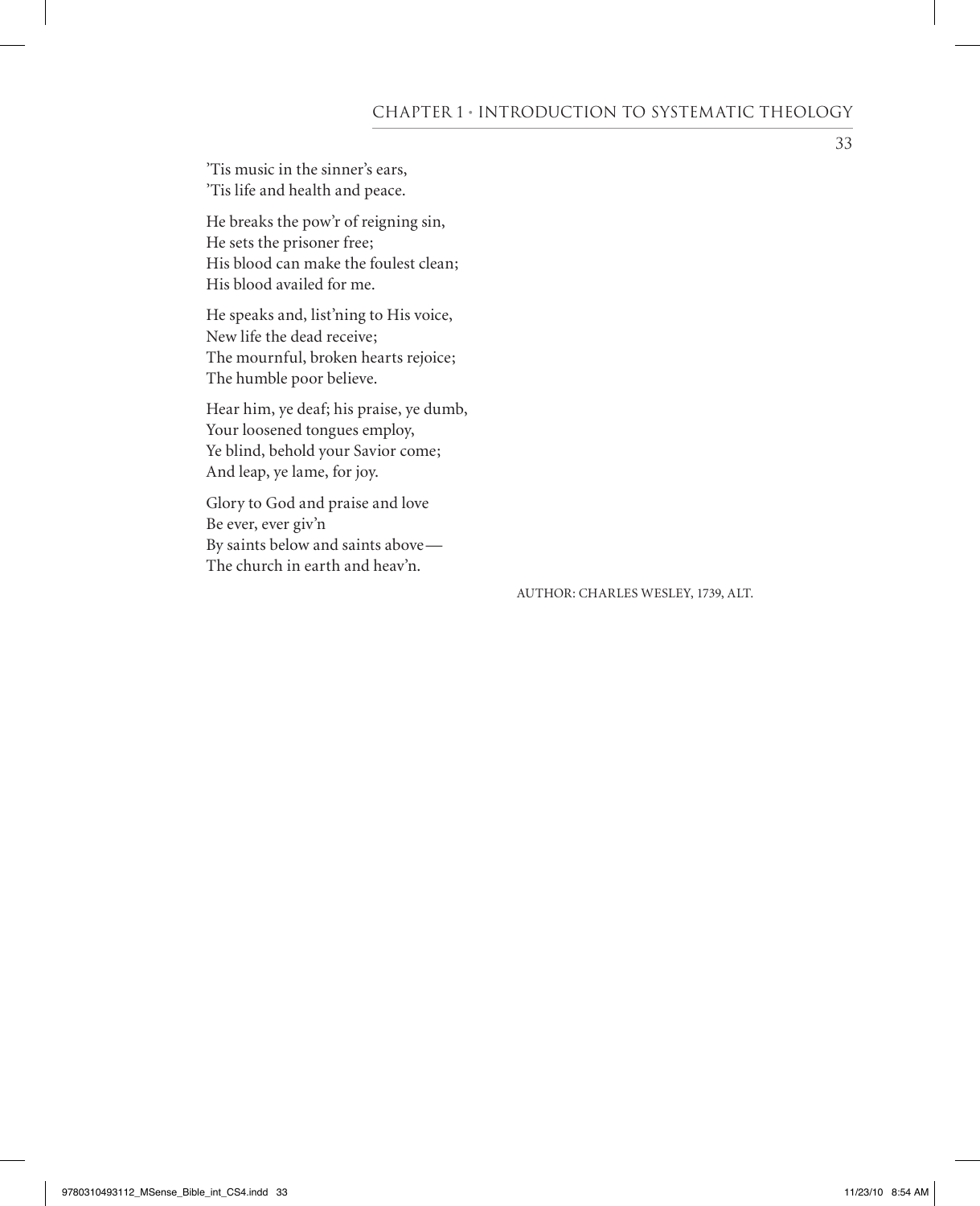'Tis music in the sinner's ears,
'Tis life and health and peace.

He breaks the pow'r of reigning sin,
He sets the prisoner free;
His blood can make the foulest clean;
His blood availed for me.

He speaks and, list'ning to His voice,
New life the dead receive;
The mournful, broken hearts rejoice;
The humble poor believe.

Hear him, ye deaf; his praise, ye dumb,
Your loosened tongues employ,
Ye blind, behold your Savior come;
And leap, ye lame, for joy.

Glory to God and praise and love
Be ever, ever giv'n
By saints below and saints above—
The church in earth and heav'n.

AUTHOR: CHARLES WESLEY, 1739, ALT.